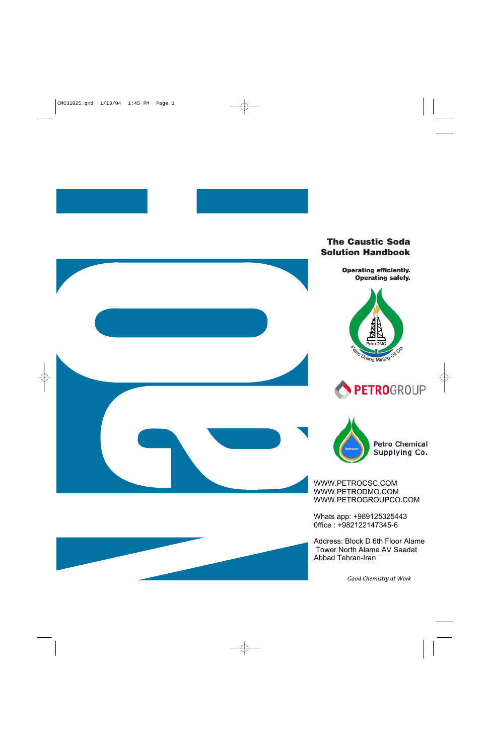# The Caustic Soda Solution Handbook

**Operating efficiently.**
**Operating safely.**

Petro DMO
Petro Drilling Mining Oil Co.

PETROGROUP

Petro Chemical Supplying Co.

WWW.PETROCSC.COM
WWW.PETRODMO.COM
WWW.PETROGROUPCO.COM

Whats app: +989125325443
Office : +982122147345-6

Address: Block D 6th Floor Alame Tower North Alame AV Saadat Abbad Tehran-Iran

*Good Chemistry at Work*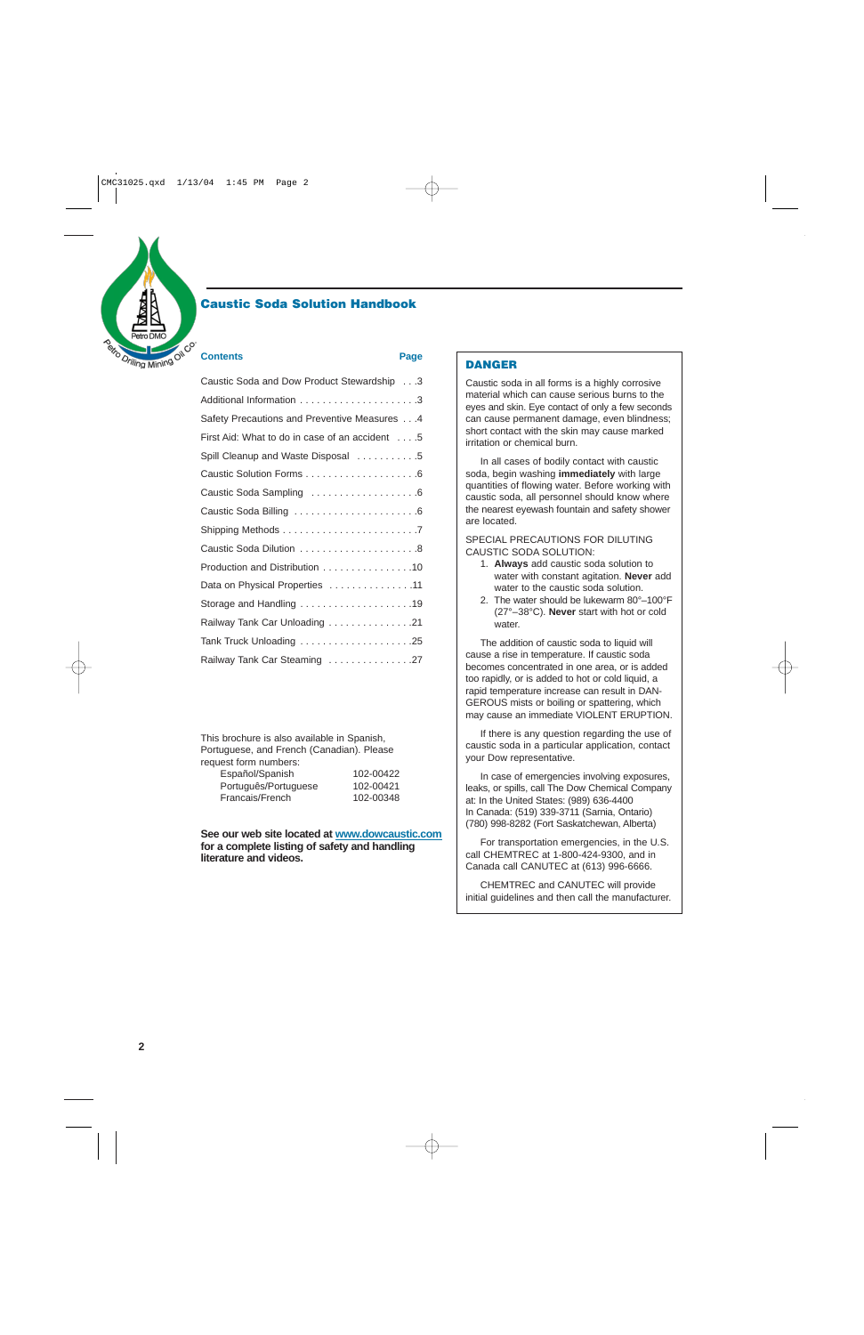# Caustic Soda Solution Handbook

| Contents | Page |
|---|---|
| Caustic Soda and Dow Product Stewardship | 3 |
| Additional Information | 3 |
| Safety Precautions and Preventive Measures | 4 |
| First Aid: What to do in case of an accident | 5 |
| Spill Cleanup and Waste Disposal | 5 |
| Caustic Solution Forms | 6 |
| Caustic Soda Sampling | 6 |
| Caustic Soda Billing | 6 |
| Shipping Methods | 7 |
| Caustic Soda Dilution | 8 |
| Production and Distribution | 10 |
| Data on Physical Properties | 11 |
| Storage and Handling | 19 |
| Railway Tank Car Unloading | 21 |
| Tank Truck Unloading | 25 |
| Railway Tank Car Steaming | 27 |

This brochure is also available in Spanish, Portuguese, and French (Canadian). Please request form numbers:

| | |
|---|---|
| Español/Spanish | 102-00422 |
| Português/Portuguese | 102-00421 |
| Francais/French | 102-00348 |

**See our web site located at www.dowcaustic.com for a complete listing of safety and handling literature and videos.**

## DANGER

Caustic soda in all forms is a highly corrosive material which can cause serious burns to the eyes and skin. Eye contact of only a few seconds can cause permanent damage, even blindness; short contact with the skin may cause marked irritation or chemical burn.

In all cases of bodily contact with caustic soda, begin washing **immediately** with large quantities of flowing water. Before working with caustic soda, all personnel should know where the nearest eyewash fountain and safety shower are located.

SPECIAL PRECAUTIONS FOR DILUTING CAUSTIC SODA SOLUTION:

1. **Always** add caustic soda solution to water with constant agitation. **Never** add water to the caustic soda solution.
2. The water should be lukewarm 80°–100°F (27°–38°C). **Never** start with hot or cold water.

The addition of caustic soda to liquid will cause a rise in temperature. If caustic soda becomes concentrated in one area, or is added too rapidly, or is added to hot or cold liquid, a rapid temperature increase can result in DANGEROUS mists or boiling or spattering, which may cause an immediate VIOLENT ERUPTION.

If there is any question regarding the use of caustic soda in a particular application, contact your Dow representative.

In case of emergencies involving exposures, leaks, or spills, call The Dow Chemical Company at: In the United States: (989) 636-4400
In Canada: (519) 339-3711 (Sarnia, Ontario)
(780) 998-8282 (Fort Saskatchewan, Alberta)

For transportation emergencies, in the U.S. call CHEMTREC at 1-800-424-9300, and in Canada call CANUTEC at (613) 996-6666.

CHEMTREC and CANUTEC will provide initial guidelines and then call the manufacturer.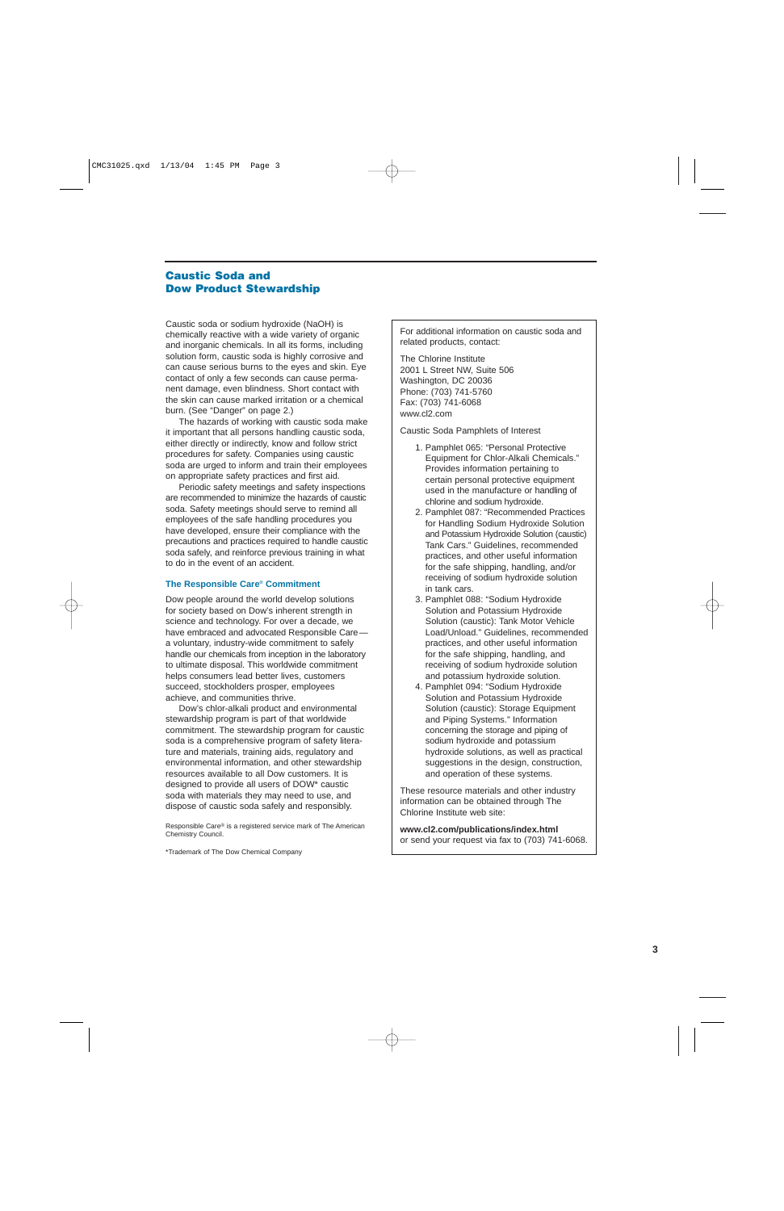# Caustic Soda and Dow Product Stewardship

Caustic soda or sodium hydroxide (NaOH) is chemically reactive with a wide variety of organic and inorganic chemicals. In all its forms, including solution form, caustic soda is highly corrosive and can cause serious burns to the eyes and skin. Eye contact of only a few seconds can cause permanent damage, even blindness. Short contact with the skin can cause marked irritation or a chemical burn. (See "Danger" on page 2.)

The hazards of working with caustic soda make it important that all persons handling caustic soda, either directly or indirectly, know and follow strict procedures for safety. Companies using caustic soda are urged to inform and train their employees on appropriate safety practices and first aid.

Periodic safety meetings and safety inspections are recommended to minimize the hazards of caustic soda. Safety meetings should serve to remind all employees of the safe handling procedures you have developed, ensure their compliance with the precautions and practices required to handle caustic soda safely, and reinforce previous training in what to do in the event of an accident.

### The Responsible Care® Commitment

Dow people around the world develop solutions for society based on Dow's inherent strength in science and technology. For over a decade, we have embraced and advocated Responsible Care—a voluntary, industry-wide commitment to safely handle our chemicals from inception in the laboratory to ultimate disposal. This worldwide commitment helps consumers lead better lives, customers succeed, stockholders prosper, employees achieve, and communities thrive.

Dow's chlor-alkali product and environmental stewardship program is part of that worldwide commitment. The stewardship program for caustic soda is a comprehensive program of safety literature and materials, training aids, regulatory and environmental information, and other stewardship resources available to all Dow customers. It is designed to provide all users of DOW* caustic soda with materials they may need to use, and dispose of caustic soda safely and responsibly.

Responsible Care® is a registered service mark of The American Chemistry Council.

*Trademark of The Dow Chemical Company

---

For additional information on caustic soda and related products, contact:

The Chlorine Institute
2001 L Street NW, Suite 506
Washington, DC 20036
Phone: (703) 741-5760
Fax: (703) 741-6068
www.cl2.com

Caustic Soda Pamphlets of Interest

1. Pamphlet 065: "Personal Protective Equipment for Chlor-Alkali Chemicals." Provides information pertaining to certain personal protective equipment used in the manufacture or handling of chlorine and sodium hydroxide.
2. Pamphlet 087: "Recommended Practices for Handling Sodium Hydroxide Solution and Potassium Hydroxide Solution (caustic) Tank Cars." Guidelines, recommended practices, and other useful information for the safe shipping, handling, and/or receiving of sodium hydroxide solution in tank cars.
3. Pamphlet 088: "Sodium Hydroxide Solution and Potassium Hydroxide Solution (caustic): Tank Motor Vehicle Load/Unload." Guidelines, recommended practices, and other useful information for the safe shipping, handling, and receiving of sodium hydroxide solution and potassium hydroxide solution.
4. Pamphlet 094: "Sodium Hydroxide Solution and Potassium Hydroxide Solution (caustic): Storage Equipment and Piping Systems." Information concerning the storage and piping of sodium hydroxide and potassium hydroxide solutions, as well as practical suggestions in the design, construction, and operation of these systems.

These resource materials and other industry information can be obtained through The Chlorine Institute web site:

**www.cl2.com/publications/index.html**
or send your request via fax to (703) 741-6068.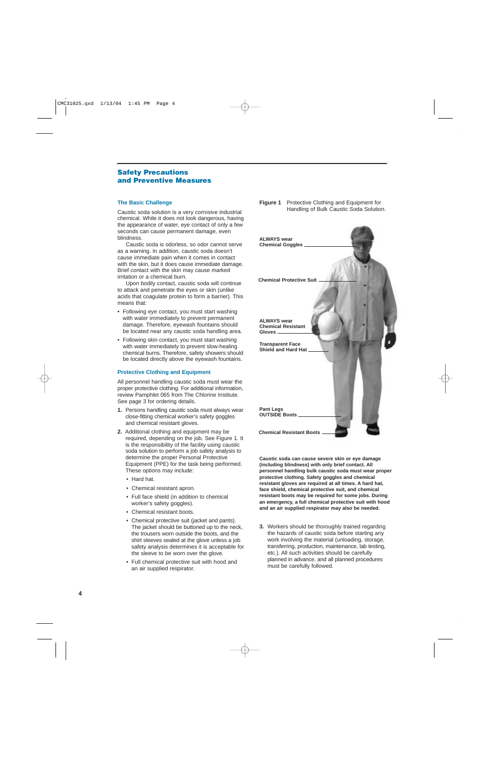## Safety Precautions and Preventive Measures

### The Basic Challenge

Caustic soda solution is a very corrosive industrial chemical. While it does not look dangerous, having the appearance of water, eye contact of only a few seconds can cause permanent damage, even blindness.

Caustic soda is odorless, so odor cannot serve as a warning. In addition, caustic soda doesn't cause immediate pain when it comes in contact with the skin, but it does cause immediate damage. Brief contact with the skin may cause marked irritation or a chemical burn.

Upon bodily contact, caustic soda will continue to attack and penetrate the eyes or skin (unlike acids that coagulate protein to form a barrier). This means that:

- Following eye contact, you must start washing with water immediately to prevent permanent damage. Therefore, eyewash fountains should be located near any caustic soda handling area.
- Following skin contact, you must start washing with water immediately to prevent slow-healing chemical burns. Therefore, safety showers should be located directly above the eyewash fountains.

### Protective Clothing and Equipment

All personnel handling caustic soda must wear the proper protective clothing. For additional information, review Pamphlet 065 from The Chlorine Institute. See page 3 for ordering details.

1. Persons handling caustic soda must always wear close-fitting chemical worker's safety goggles and chemical resistant gloves.
2. Additional clothing and equipment may be required, depending on the job. See Figure 1. It is the responsibility of the facility using caustic soda solution to perform a job safety analysis to determine the proper Personal Protective Equipment (PPE) for the task being performed. These options may include:
   - Hard hat.
   - Chemical resistant apron.
   - Full face shield (in addition to chemical worker's safety goggles).
   - Chemical resistant boots.
   - Chemical protective suit (jacket and pants). The jacket should be buttoned up to the neck, the trousers worn outside the boots, and the shirt sleeves sealed at the glove unless a job safety analysis determines it is acceptable for the sleeve to be worn over the glove.
   - Full chemical protective suit with hood and an air supplied respirator.

**Figure 1** Protective Clothing and Equipment for Handling of Bulk Caustic Soda Solution.

**ALWAYS wear Chemical Goggles**

**Chemical Protective Suit**

**ALWAYS wear Chemical Resistant Gloves**

**Transparent Face Shield and Hard Hat**

**Pant Legs OUTSIDE Boots**

**Chemical Resistant Boots**

**Caustic soda can cause severe skin or eye damage (including blindness) with only brief contact. All personnel handling bulk caustic soda must wear proper protective clothing. Safety goggles and chemical resistant gloves are required at all times. A hard hat, face shield, chemical protective suit, and chemical resistant boots may be required for some jobs. During an emergency, a full chemical protective suit with hood and an air supplied respirator may also be needed.**

3. Workers should be thoroughly trained regarding the hazards of caustic soda before starting any work involving the material (unloading, storage, transferring, production, maintenance, lab testing, etc.). All such activities should be carefully planned in advance, and all planned procedures must be carefully followed.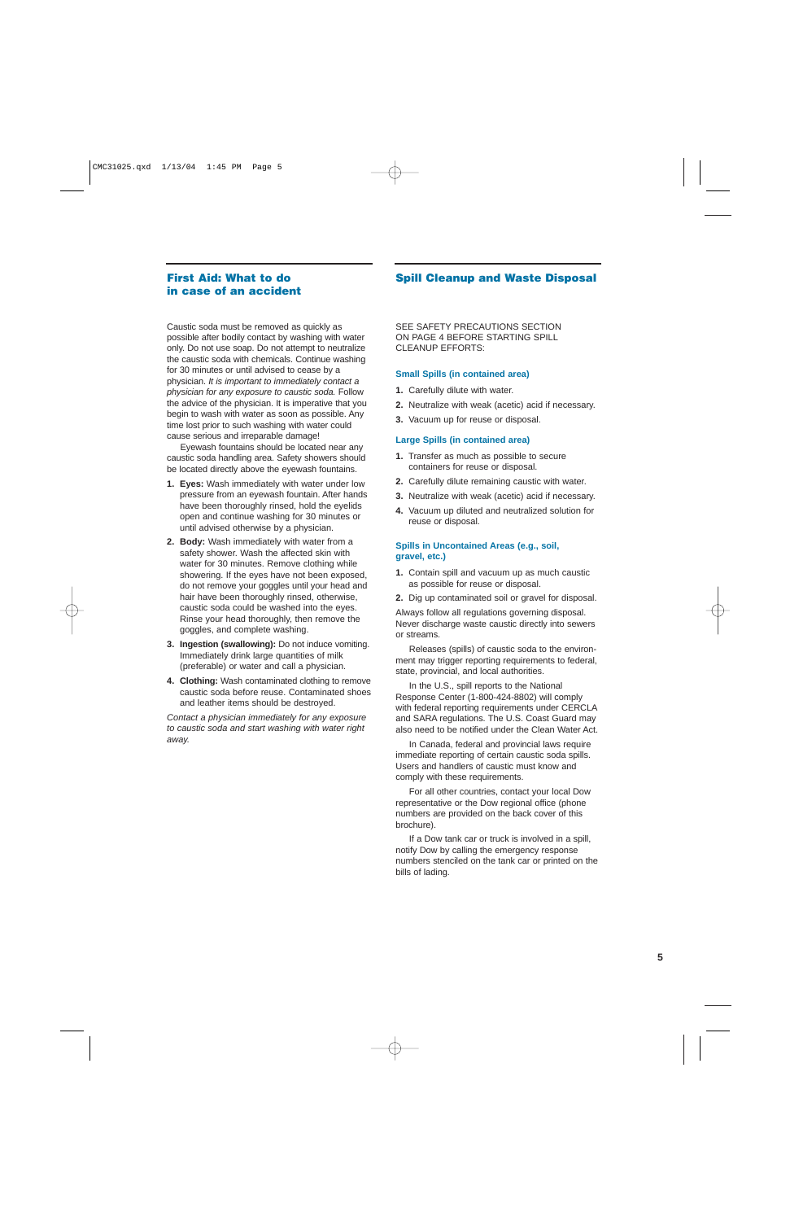## First Aid: What to do in case of an accident

Caustic soda must be removed as quickly as possible after bodily contact by washing with water only. Do not use soap. Do not attempt to neutralize the caustic soda with chemicals. Continue washing for 30 minutes or until advised to cease by a physician. *It is important to immediately contact a physician for any exposure to caustic soda.* Follow the advice of the physician. It is imperative that you begin to wash with water as soon as possible. Any time lost prior to such washing with water could cause serious and irreparable damage!

Eyewash fountains should be located near any caustic soda handling area. Safety showers should be located directly above the eyewash fountains.

1. **Eyes:** Wash immediately with water under low pressure from an eyewash fountain. After hands have been thoroughly rinsed, hold the eyelids open and continue washing for 30 minutes or until advised otherwise by a physician.
2. **Body:** Wash immediately with water from a safety shower. Wash the affected skin with water for 30 minutes. Remove clothing while showering. If the eyes have not been exposed, do not remove your goggles until your head and hair have been thoroughly rinsed, otherwise, caustic soda could be washed into the eyes. Rinse your head thoroughly, then remove the goggles, and complete washing.
3. **Ingestion (swallowing):** Do not induce vomiting. Immediately drink large quantities of milk (preferable) or water and call a physician.
4. **Clothing:** Wash contaminated clothing to remove caustic soda before reuse. Contaminated shoes and leather items should be destroyed.

*Contact a physician immediately for any exposure to caustic soda and start washing with water right away.*

## Spill Cleanup and Waste Disposal

SEE SAFETY PRECAUTIONS SECTION ON PAGE 4 BEFORE STARTING SPILL CLEANUP EFFORTS:

### Small Spills (in contained area)

1. Carefully dilute with water.
2. Neutralize with weak (acetic) acid if necessary.
3. Vacuum up for reuse or disposal.

### Large Spills (in contained area)

1. Transfer as much as possible to secure containers for reuse or disposal.
2. Carefully dilute remaining caustic with water.
3. Neutralize with weak (acetic) acid if necessary.
4. Vacuum up diluted and neutralized solution for reuse or disposal.

### Spills in Uncontained Areas (e.g., soil, gravel, etc.)

1. Contain spill and vacuum up as much caustic as possible for reuse or disposal.
2. Dig up contaminated soil or gravel for disposal.

Always follow all regulations governing disposal. Never discharge waste caustic directly into sewers or streams.

Releases (spills) of caustic soda to the environment may trigger reporting requirements to federal, state, provincial, and local authorities.

In the U.S., spill reports to the National Response Center (1-800-424-8802) will comply with federal reporting requirements under CERCLA and SARA regulations. The U.S. Coast Guard may also need to be notified under the Clean Water Act.

In Canada, federal and provincial laws require immediate reporting of certain caustic soda spills. Users and handlers of caustic must know and comply with these requirements.

For all other countries, contact your local Dow representative or the Dow regional office (phone numbers are provided on the back cover of this brochure).

If a Dow tank car or truck is involved in a spill, notify Dow by calling the emergency response numbers stenciled on the tank car or printed on the bills of lading.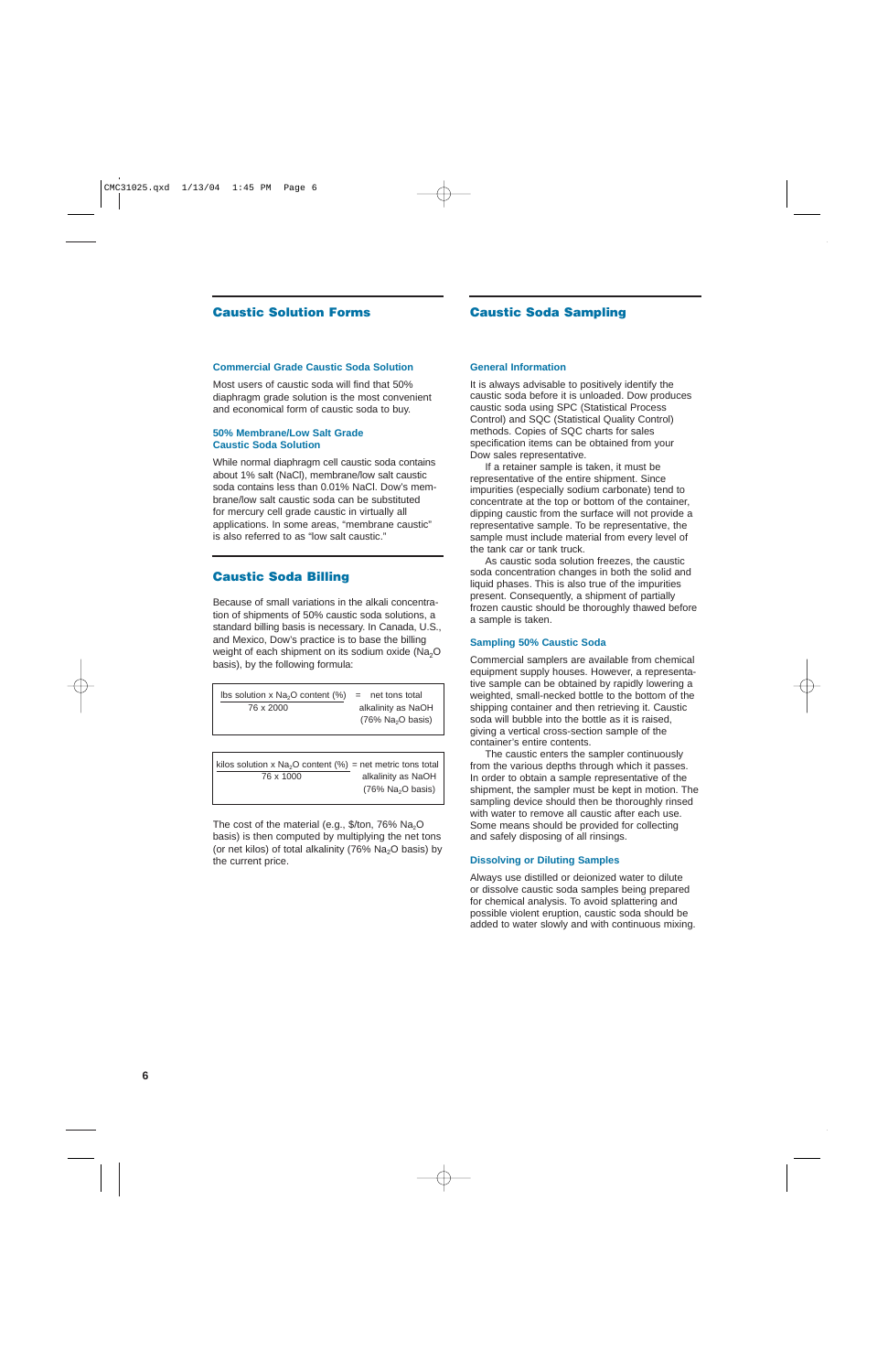## Caustic Solution Forms

### Commercial Grade Caustic Soda Solution

Most users of caustic soda will find that 50% diaphragm grade solution is the most convenient and economical form of caustic soda to buy.

### 50% Membrane/Low Salt Grade Caustic Soda Solution

While normal diaphragm cell caustic soda contains about 1% salt (NaCl), membrane/low salt caustic soda contains less than 0.01% NaCl. Dow's membrane/low salt caustic soda can be substituted for mercury cell grade caustic in virtually all applications. In some areas, "membrane caustic" is also referred to as "low salt caustic."

## Caustic Soda Billing

Because of small variations in the alkali concentration of shipments of 50% caustic soda solutions, a standard billing basis is necessary. In Canada, U.S., and Mexico, Dow's practice is to base the billing weight of each shipment on its sodium oxide ($Na_2O$ basis), by the following formula:

$$\frac{\text{lbs solution} \times Na_2O \text{ content (\%)}}{76 \times 2000} = \text{net tons total alkalinity as NaOH } (76\%\ Na_2O \text{ basis})$$

$$\frac{\text{kilos solution} \times Na_2O \text{ content (\%)}}{76 \times 1000} = \text{net metric tons total alkalinity as NaOH } (76\%\ Na_2O \text{ basis})$$

The cost of the material (e.g., \$/ton, 76% $Na_2O$ basis) is then computed by multiplying the net tons (or net kilos) of total alkalinity (76% $Na_2O$ basis) by the current price.

## Caustic Soda Sampling

### General Information

It is always advisable to positively identify the caustic soda before it is unloaded. Dow produces caustic soda using SPC (Statistical Process Control) and SQC (Statistical Quality Control) methods. Copies of SQC charts for sales specification items can be obtained from your Dow sales representative.

If a retainer sample is taken, it must be representative of the entire shipment. Since impurities (especially sodium carbonate) tend to concentrate at the top or bottom of the container, dipping caustic from the surface will not provide a representative sample. To be representative, the sample must include material from every level of the tank car or tank truck.

As caustic soda solution freezes, the caustic soda concentration changes in both the solid and liquid phases. This is also true of the impurities present. Consequently, a shipment of partially frozen caustic should be thoroughly thawed before a sample is taken.

### Sampling 50% Caustic Soda

Commercial samplers are available from chemical equipment supply houses. However, a representative sample can be obtained by rapidly lowering a weighted, small-necked bottle to the bottom of the shipping container and then retrieving it. Caustic soda will bubble into the bottle as it is raised, giving a vertical cross-section sample of the container's entire contents.

The caustic enters the sampler continuously from the various depths through which it passes. In order to obtain a sample representative of the shipment, the sampler must be kept in motion. The sampling device should then be thoroughly rinsed with water to remove all caustic after each use. Some means should be provided for collecting and safely disposing of all rinsings.

### Dissolving or Diluting Samples

Always use distilled or deionized water to dilute or dissolve caustic soda samples being prepared for chemical analysis. To avoid splattering and possible violent eruption, caustic soda should be added to water slowly and with continuous mixing.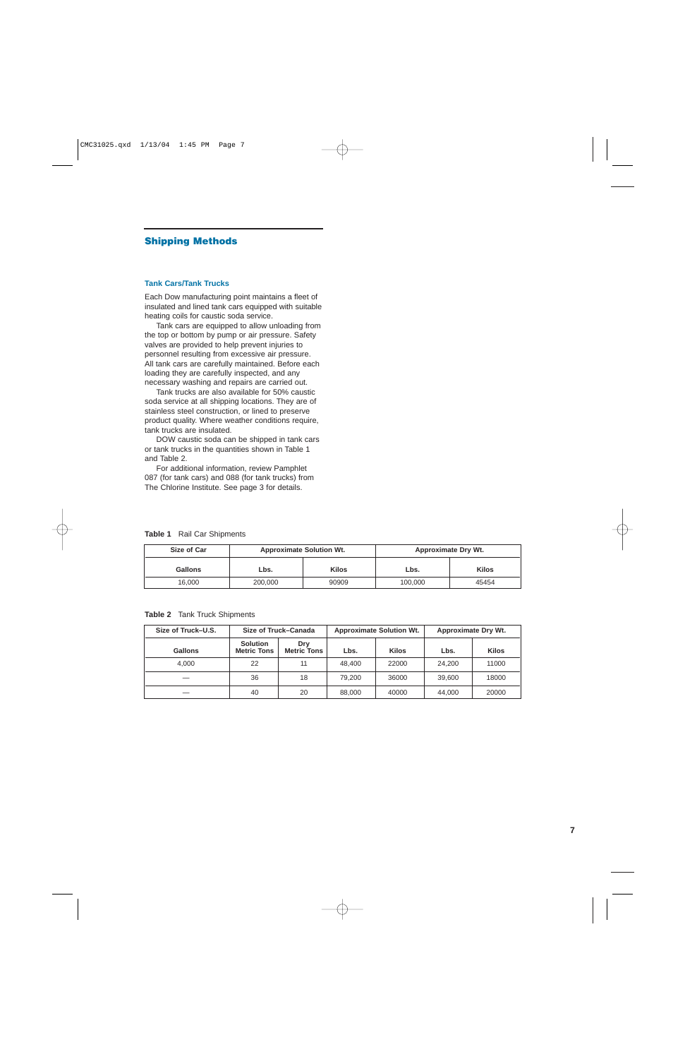## Shipping Methods

### Tank Cars/Tank Trucks

Each Dow manufacturing point maintains a fleet of insulated and lined tank cars equipped with suitable heating coils for caustic soda service.

Tank cars are equipped to allow unloading from the top or bottom by pump or air pressure. Safety valves are provided to help prevent injuries to personnel resulting from excessive air pressure. All tank cars are carefully maintained. Before each loading they are carefully inspected, and any necessary washing and repairs are carried out.

Tank trucks are also available for 50% caustic soda service at all shipping locations. They are of stainless steel construction, or lined to preserve product quality. Where weather conditions require, tank trucks are insulated.

DOW caustic soda can be shipped in tank cars or tank trucks in the quantities shown in Table 1 and Table 2.

For additional information, review Pamphlet 087 (for tank cars) and 088 (for tank trucks) from The Chlorine Institute. See page 3 for details.

**Table 1** Rail Car Shipments

| Size of Car | Approximate Solution Wt. | | Approximate Dry Wt. | |
|---|---|---|---|---|
| Gallons | Lbs. | Kilos | Lbs. | Kilos |
| 16,000 | 200,000 | 90909 | 100,000 | 45454 |

**Table 2** Tank Truck Shipments

| Size of Truck–U.S. | Size of Truck–Canada | | Approximate Solution Wt. | | Approximate Dry Wt. | |
|---|---|---|---|---|---|---|
| Gallons | Solution Metric Tons | Dry Metric Tons | Lbs. | Kilos | Lbs. | Kilos |
| 4,000 | 22 | 11 | 48,400 | 22000 | 24,200 | 11000 |
| — | 36 | 18 | 79,200 | 36000 | 39,600 | 18000 |
| — | 40 | 20 | 88,000 | 40000 | 44,000 | 20000 |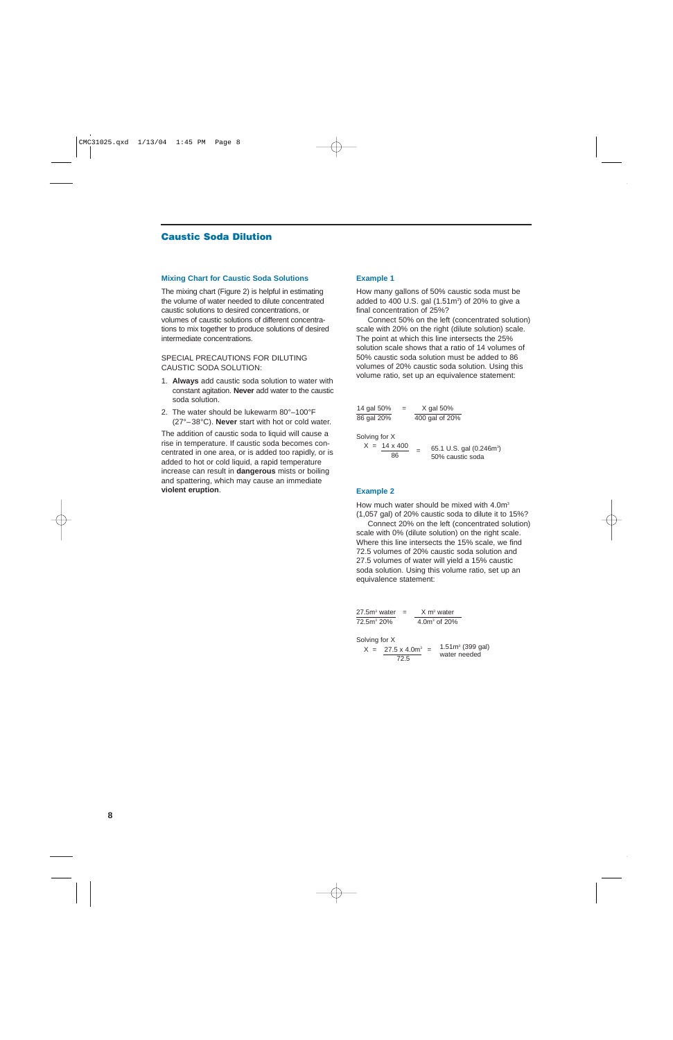# Caustic Soda Dilution

## Mixing Chart for Caustic Soda Solutions

The mixing chart (Figure 2) is helpful in estimating the volume of water needed to dilute concentrated caustic solutions to desired concentrations, or volumes of caustic solutions of different concentrations to mix together to produce solutions of desired intermediate concentrations.

SPECIAL PRECAUTIONS FOR DILUTING CAUSTIC SODA SOLUTION:

1. **Always** add caustic soda solution to water with constant agitation. **Never** add water to the caustic soda solution.
2. The water should be lukewarm 80°–100°F (27°–38°C). **Never** start with hot or cold water.

The addition of caustic soda to liquid will cause a rise in temperature. If caustic soda becomes concentrated in one area, or is added too rapidly, or is added to hot or cold liquid, a rapid temperature increase can result in **dangerous** mists or boiling and spattering, which may cause an immediate **violent eruption**.

## Example 1

How many gallons of 50% caustic soda must be added to 400 U.S. gal (1.51m³) of 20% to give a final concentration of 25%?

Connect 50% on the left (concentrated solution) scale with 20% on the right (dilute solution) scale. The point at which this line intersects the 25% solution scale shows that a ratio of 14 volumes of 50% caustic soda solution must be added to 86 volumes of 20% caustic soda solution. Using this volume ratio, set up an equivalence statement:

$$\frac{14 \text{ gal } 50\%}{86 \text{ gal } 20\%} = \frac{X \text{ gal } 50\%}{400 \text{ gal of } 20\%}$$

Solving for X

$$X = \frac{14 \times 400}{86} = \begin{array}{l}\text{65.1 U.S. gal } (0.246\text{m}^3) \\ \text{50\% caustic soda}\end{array}$$

## Example 2

How much water should be mixed with 4.0m³ (1,057 gal) of 20% caustic soda to dilute it to 15%?

Connect 20% on the left (concentrated solution) scale with 0% (dilute solution) on the right scale. Where this line intersects the 15% scale, we find 72.5 volumes of 20% caustic soda solution and 27.5 volumes of water will yield a 15% caustic soda solution. Using this volume ratio, set up an equivalence statement:

$$\frac{27.5\text{m}^3 \text{ water}}{72.5\text{m}^3 \text{ } 20\%} = \frac{X \text{ m}^3 \text{ water}}{4.0\text{m}^3 \text{ of } 20\%}$$

Solving for X

$$X = \frac{27.5 \times 4.0\text{m}^3}{72.5} = \begin{array}{l}1.51\text{m}^3 \text{ (399 gal)} \\ \text{water needed}\end{array}$$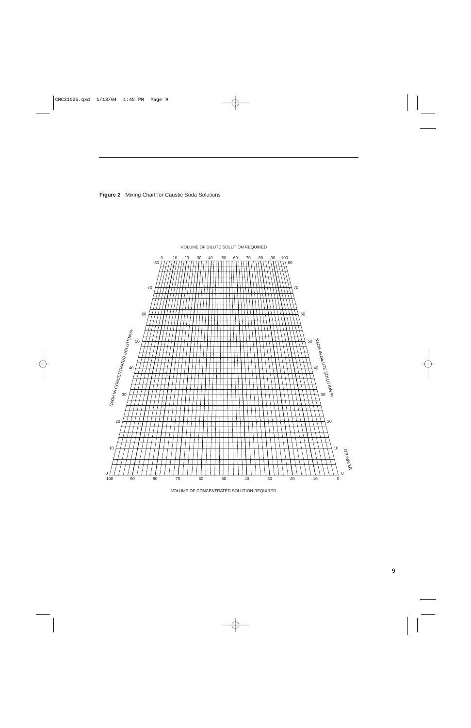**Figure 2** Mixing Chart for Caustic Soda Solutions

VOLUME OF DILUTE SOLUTION REQUIRED

0 10 20 30 40 50 60 70 80 90 100

NaOH IN CONCENTRATED SOLUTION,%

NaOH IN DILUTE SOLUTION,%

OR WATER

100 90 80 70 60 50 40 30 20 10 0

VOLUME OF CONCENTRATED SOLUTION REQUIRED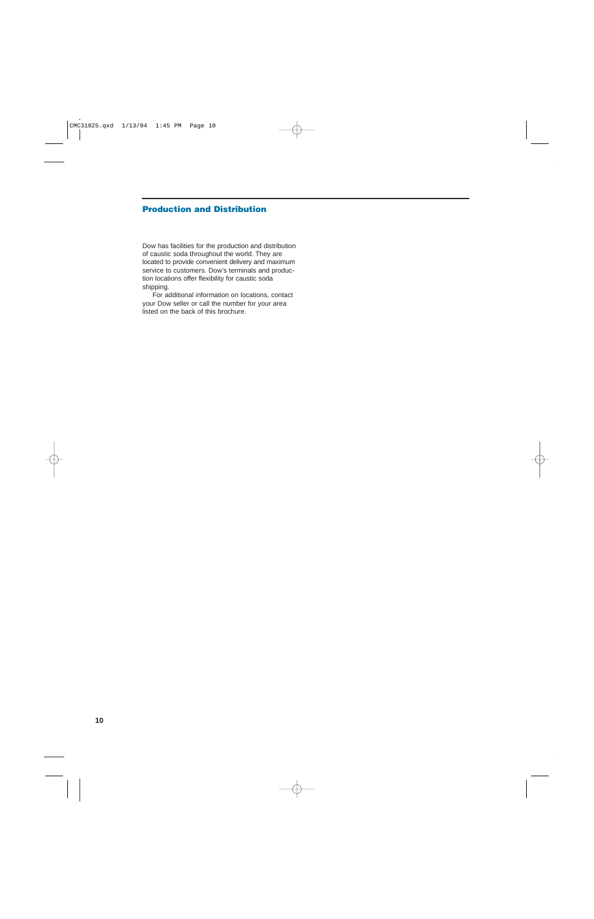## Production and Distribution

Dow has facilities for the production and distribution of caustic soda throughout the world. They are located to provide convenient delivery and maximum service to customers. Dow's terminals and production locations offer flexibility for caustic soda shipping.

For additional information on locations, contact your Dow seller or call the number for your area listed on the back of this brochure.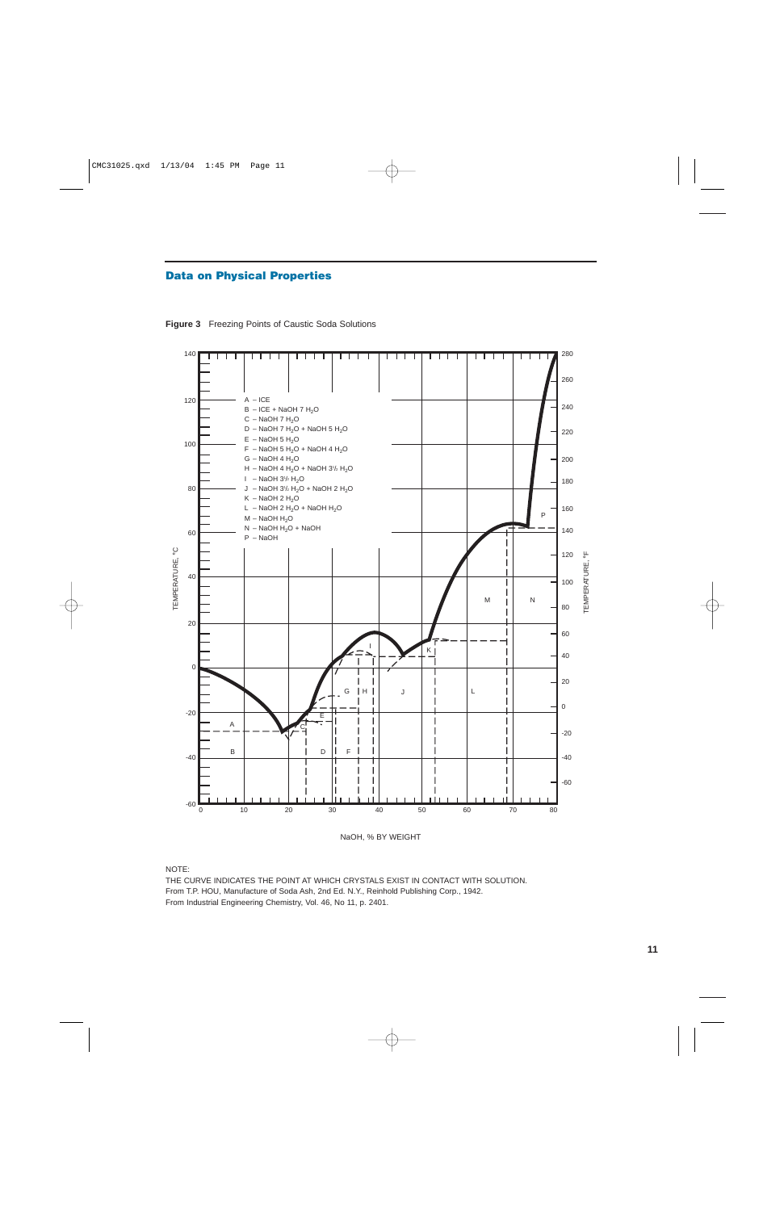## Data on Physical Properties

**Figure 3** Freezing Points of Caustic Soda Solutions

A – ICE
B – ICE + NaOH 7 $H_2O$
C – NaOH 7 $H_2O$
D – NaOH 7 $H_2O$ + NaOH 5 $H_2O$
E – NaOH 5 $H_2O$
F – NaOH 5 $H_2O$ + NaOH 4 $H_2O$
G – NaOH 4 $H_2O$
H – NaOH 4 $H_2O$ + NaOH 3½ $H_2O$
I – NaOH 3½ $H_2O$
J – NaOH 3½ $H_2O$ + NaOH 2 $H_2O$
K – NaOH 2 $H_2O$
L – NaOH 2 $H_2O$ + NaOH $H_2O$
M – NaOH $H_2O$
N – NaOH $H_2O$ + NaOH
P – NaOH

TEMPERATURE, °C

TEMPERATURE, °F

NaOH, % BY WEIGHT

NOTE:
THE CURVE INDICATES THE POINT AT WHICH CRYSTALS EXIST IN CONTACT WITH SOLUTION.
From T.P. HOU, Manufacture of Soda Ash, 2nd Ed. N.Y., Reinhold Publishing Corp., 1942.
From Industrial Engineering Chemistry, Vol. 46, No 11, p. 2401.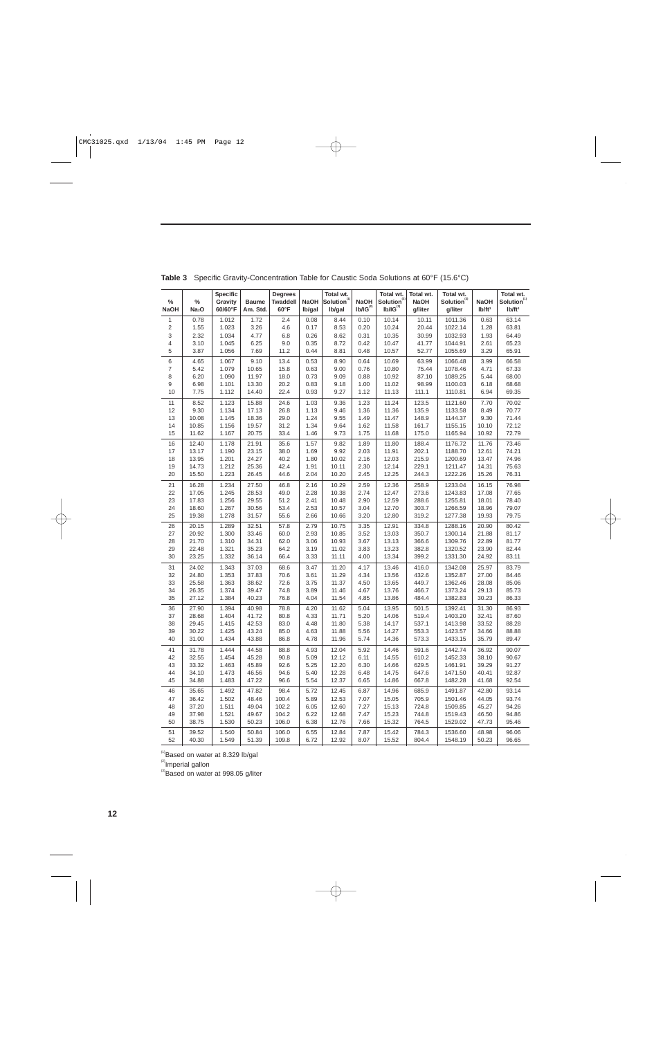**Table 3** Specific Gravity-Concentration Table for Caustic Soda Solutions at 60°F (15.6°C)

| % NaOH | % $Na_2O$ | Specific Gravity 60/60°F | Baume Am. Std. | Degrees Twaddell 60°F | NaOH lb/gal | Total wt. Solution[1] lb/gal | NaOH lb/IG[2] | Total wt. Solution[1] lb/IG[2] | Total wt. NaOH g/liter | Total wt. Solution[3] g/liter | NaOH lb/ft³ | Total wt. Solution[1] lb/ft³ |
|---|---|---|---|---|---|---|---|---|---|---|---|---|
| 1 | 0.78 | 1.012 | 1.72 | 2.4 | 0.08 | 8.44 | 0.10 | 10.14 | 10.11 | 1011.36 | 0.63 | 63.14 |
| 2 | 1.55 | 1.023 | 3.26 | 4.6 | 0.17 | 8.53 | 0.20 | 10.24 | 20.44 | 1022.14 | 1.28 | 63.81 |
| 3 | 2.32 | 1.034 | 4.77 | 6.8 | 0.26 | 8.62 | 0.31 | 10.35 | 30.99 | 1032.93 | 1.93 | 64.49 |
| 4 | 3.10 | 1.045 | 6.25 | 9.0 | 0.35 | 8.72 | 0.42 | 10.47 | 41.77 | 1044.91 | 2.61 | 65.23 |
| 5 | 3.87 | 1.056 | 7.69 | 11.2 | 0.44 | 8.81 | 0.48 | 10.57 | 52.77 | 1055.69 | 3.29 | 65.91 |
| 6 | 4.65 | 1.067 | 9.10 | 13.4 | 0.53 | 8.90 | 0.64 | 10.69 | 63.99 | 1066.48 | 3.99 | 66.58 |
| 7 | 5.42 | 1.079 | 10.65 | 15.8 | 0.63 | 9.00 | 0.76 | 10.80 | 75.44 | 1078.46 | 4.71 | 67.33 |
| 8 | 6.20 | 1.090 | 11.97 | 18.0 | 0.73 | 9.09 | 0.88 | 10.92 | 87.10 | 1089.25 | 5.44 | 68.00 |
| 9 | 6.98 | 1.101 | 13.30 | 20.2 | 0.83 | 9.18 | 1.00 | 11.02 | 98.99 | 1100.03 | 6.18 | 68.68 |
| 10 | 7.75 | 1.112 | 14.40 | 22.4 | 0.93 | 9.27 | 1.12 | 11.13 | 111.1 | 1110.81 | 6.94 | 69.35 |
| 11 | 8.52 | 1.123 | 15.88 | 24.6 | 1.03 | 9.36 | 1.23 | 11.24 | 123.5 | 1121.60 | 7.70 | 70.02 |
| 12 | 9.30 | 1.134 | 17.13 | 26.8 | 1.13 | 9.46 | 1.36 | 11.36 | 135.9 | 1133.58 | 8.49 | 70.77 |
| 13 | 10.08 | 1.145 | 18.36 | 29.0 | 1.24 | 9.55 | 1.49 | 11.47 | 148.9 | 1144.37 | 9.30 | 71.44 |
| 14 | 10.85 | 1.156 | 19.57 | 31.2 | 1.34 | 9.64 | 1.62 | 11.58 | 161.7 | 1155.15 | 10.10 | 72.12 |
| 15 | 11.62 | 1.167 | 20.75 | 33.4 | 1.46 | 9.73 | 1.75 | 11.68 | 175.0 | 1165.94 | 10.92 | 72.79 |
| 16 | 12.40 | 1.178 | 21.91 | 35.6 | 1.57 | 9.82 | 1.89 | 11.80 | 188.4 | 1176.72 | 11.76 | 73.46 |
| 17 | 13.17 | 1.190 | 23.15 | 38.0 | 1.69 | 9.92 | 2.03 | 11.91 | 202.1 | 1188.70 | 12.61 | 74.21 |
| 18 | 13.95 | 1.201 | 24.27 | 40.2 | 1.80 | 10.02 | 2.16 | 12.03 | 215.9 | 1200.69 | 13.47 | 74.96 |
| 19 | 14.73 | 1.212 | 25.36 | 42.4 | 1.91 | 10.11 | 2.30 | 12.14 | 229.1 | 1211.47 | 14.31 | 75.63 |
| 20 | 15.50 | 1.223 | 26.45 | 44.6 | 2.04 | 10.20 | 2.45 | 12.25 | 244.3 | 1222.26 | 15.26 | 76.31 |
| 21 | 16.28 | 1.234 | 27.50 | 46.8 | 2.16 | 10.29 | 2.59 | 12.36 | 258.9 | 1233.04 | 16.15 | 76.98 |
| 22 | 17.05 | 1.245 | 28.53 | 49.0 | 2.28 | 10.38 | 2.74 | 12.47 | 273.6 | 1243.83 | 17.08 | 77.65 |
| 23 | 17.83 | 1.256 | 29.55 | 51.2 | 2.41 | 10.48 | 2.90 | 12.59 | 288.6 | 1255.81 | 18.01 | 78.40 |
| 24 | 18.60 | 1.267 | 30.56 | 53.4 | 2.53 | 10.57 | 3.04 | 12.70 | 303.7 | 1266.59 | 18.96 | 79.07 |
| 25 | 19.38 | 1.278 | 31.57 | 55.6 | 2.66 | 10.66 | 3.20 | 12.80 | 319.2 | 1277.38 | 19.93 | 79.75 |
| 26 | 20.15 | 1.289 | 32.51 | 57.8 | 2.79 | 10.75 | 3.35 | 12.91 | 334.8 | 1288.16 | 20.90 | 80.42 |
| 27 | 20.92 | 1.300 | 33.46 | 60.0 | 2.93 | 10.85 | 3.52 | 13.03 | 350.7 | 1300.14 | 21.88 | 81.17 |
| 28 | 21.70 | 1.310 | 34.31 | 62.0 | 3.06 | 10.93 | 3.67 | 13.13 | 366.6 | 1309.76 | 22.89 | 81.77 |
| 29 | 22.48 | 1.321 | 35.23 | 64.2 | 3.19 | 11.02 | 3.83 | 13.23 | 382.8 | 1320.52 | 23.90 | 82.44 |
| 30 | 23.25 | 1.332 | 36.14 | 66.4 | 3.33 | 11.11 | 4.00 | 13.34 | 399.2 | 1331.30 | 24.92 | 83.11 |
| 31 | 24.02 | 1.343 | 37.03 | 68.6 | 3.47 | 11.20 | 4.17 | 13.46 | 416.0 | 1342.08 | 25.97 | 83.79 |
| 32 | 24.80 | 1.353 | 37.83 | 70.6 | 3.61 | 11.29 | 4.34 | 13.56 | 432.6 | 1352.87 | 27.00 | 84.46 |
| 33 | 25.58 | 1.363 | 38.62 | 72.6 | 3.75 | 11.37 | 4.50 | 13.65 | 449.7 | 1362.46 | 28.08 | 85.06 |
| 34 | 26.35 | 1.374 | 39.47 | 74.8 | 3.89 | 11.46 | 4.67 | 13.76 | 466.7 | 1373.24 | 29.13 | 85.73 |
| 35 | 27.12 | 1.384 | 40.23 | 76.8 | 4.04 | 11.54 | 4.85 | 13.86 | 484.4 | 1382.83 | 30.23 | 86.33 |
| 36 | 27.90 | 1.394 | 40.98 | 78.8 | 4.20 | 11.62 | 5.04 | 13.95 | 501.5 | 1392.41 | 31.30 | 86.93 |
| 37 | 28.68 | 1.404 | 41.72 | 80.8 | 4.33 | 11.71 | 5.20 | 14.06 | 519.4 | 1403.20 | 32.41 | 87.60 |
| 38 | 29.45 | 1.415 | 42.53 | 83.0 | 4.48 | 11.80 | 5.38 | 14.17 | 537.1 | 1413.98 | 33.52 | 88.28 |
| 39 | 30.22 | 1.425 | 43.24 | 85.0 | 4.63 | 11.88 | 5.56 | 14.27 | 553.3 | 1423.57 | 34.66 | 88.88 |
| 40 | 31.00 | 1.434 | 43.88 | 86.8 | 4.78 | 11.96 | 5.74 | 14.36 | 573.3 | 1433.15 | 35.79 | 89.47 |
| 41 | 31.78 | 1.444 | 44.58 | 88.8 | 4.93 | 12.04 | 5.92 | 14.46 | 591.6 | 1442.74 | 36.92 | 90.07 |
| 42 | 32.55 | 1.454 | 45.28 | 90.8 | 5.09 | 12.12 | 6.11 | 14.55 | 610.2 | 1452.33 | 38.10 | 90.67 |
| 43 | 33.32 | 1.463 | 45.89 | 92.6 | 5.25 | 12.20 | 6.30 | 14.66 | 629.5 | 1461.91 | 39.29 | 91.27 |
| 44 | 34.10 | 1.473 | 46.56 | 94.6 | 5.40 | 12.28 | 6.48 | 14.75 | 647.6 | 1471.50 | 40.41 | 92.87 |
| 45 | 34.88 | 1.483 | 47.22 | 96.6 | 5.54 | 12.37 | 6.65 | 14.86 | 667.8 | 1482.28 | 41.68 | 92.54 |
| 46 | 35.65 | 1.492 | 47.82 | 98.4 | 5.72 | 12.45 | 6.87 | 14.96 | 685.9 | 1491.87 | 42.80 | 93.14 |
| 47 | 36.42 | 1.502 | 48.46 | 100.4 | 5.89 | 12.53 | 7.07 | 15.05 | 705.9 | 1501.46 | 44.05 | 93.74 |
| 48 | 37.20 | 1.511 | 49.04 | 102.2 | 6.05 | 12.60 | 7.27 | 15.13 | 724.8 | 1509.85 | 45.27 | 94.26 |
| 49 | 37.98 | 1.521 | 49.67 | 104.2 | 6.22 | 12.68 | 7.47 | 15.23 | 744.8 | 1519.43 | 46.50 | 94.86 |
| 50 | 38.75 | 1.530 | 50.23 | 106.0 | 6.38 | 12.76 | 7.66 | 15.32 | 764.5 | 1529.02 | 47.73 | 95.46 |
| 51 | 39.52 | 1.540 | 50.84 | 106.0 | 6.55 | 12.84 | 7.87 | 15.42 | 784.3 | 1536.60 | 48.98 | 96.06 |
| 52 | 40.30 | 1.549 | 51.39 | 109.8 | 6.72 | 12.92 | 8.07 | 15.52 | 804.4 | 1548.19 | 50.23 | 96.65 |

[1] Based on water at 8.329 lb/gal

[2] Imperial gallon

[3] Based on water at 998.05 g/liter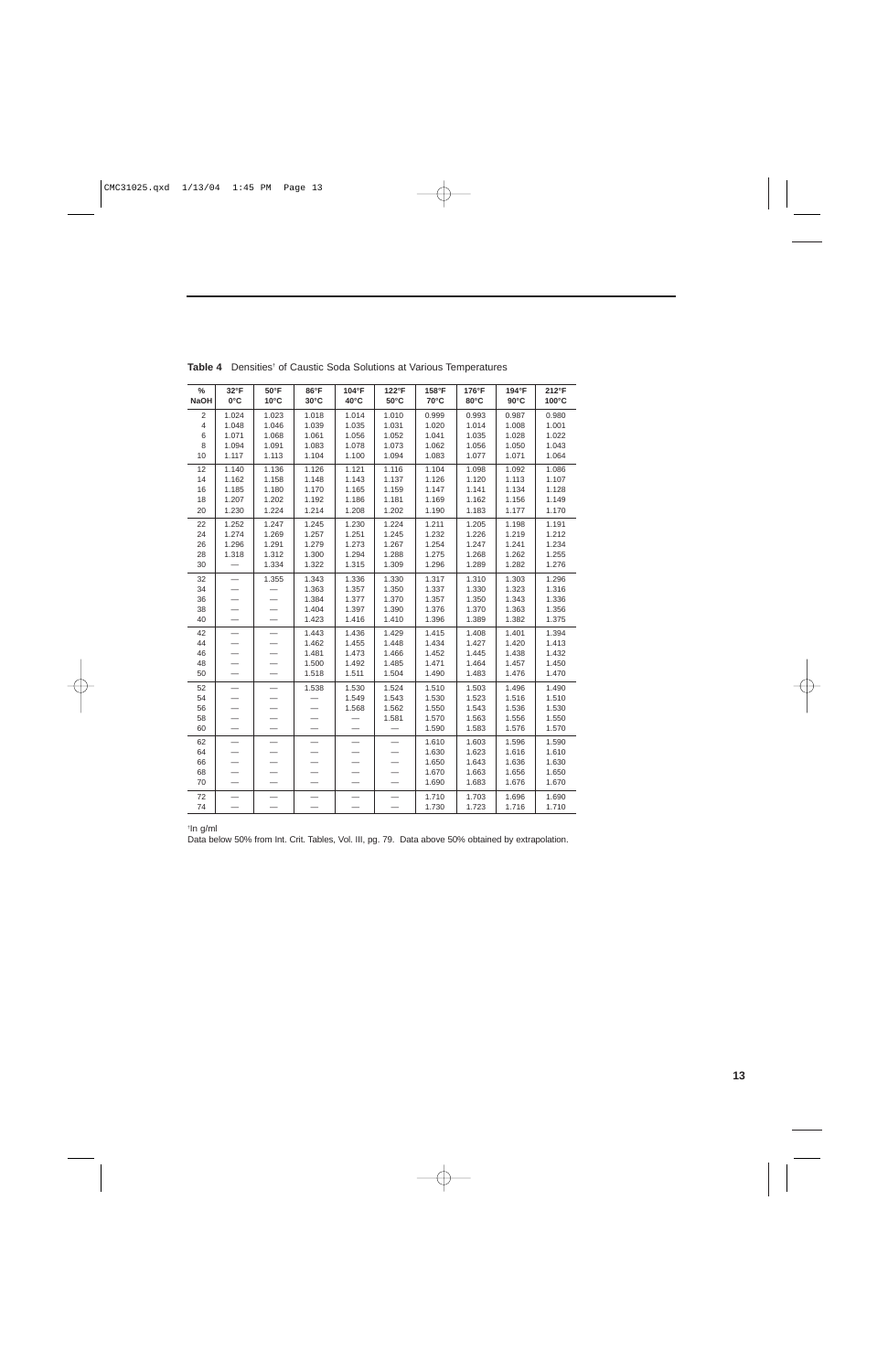**Table 4** Densities[†] of Caustic Soda Solutions at Various Temperatures

| % NaOH | 32°F 0°C | 50°F 10°C | 86°F 30°C | 104°F 40°C | 122°F 50°C | 158°F 70°C | 176°F 80°C | 194°F 90°C | 212°F 100°C |
|---|---|---|---|---|---|---|---|---|---|
| 2 | 1.024 | 1.023 | 1.018 | 1.014 | 1.010 | 0.999 | 0.993 | 0.987 | 0.980 |
| 4 | 1.048 | 1.046 | 1.039 | 1.035 | 1.031 | 1.020 | 1.014 | 1.008 | 1.001 |
| 6 | 1.071 | 1.068 | 1.061 | 1.056 | 1.052 | 1.041 | 1.035 | 1.028 | 1.022 |
| 8 | 1.094 | 1.091 | 1.083 | 1.078 | 1.073 | 1.062 | 1.056 | 1.050 | 1.043 |
| 10 | 1.117 | 1.113 | 1.104 | 1.100 | 1.094 | 1.083 | 1.077 | 1.071 | 1.064 |
| 12 | 1.140 | 1.136 | 1.126 | 1.121 | 1.116 | 1.104 | 1.098 | 1.092 | 1.086 |
| 14 | 1.162 | 1.158 | 1.148 | 1.143 | 1.137 | 1.126 | 1.120 | 1.113 | 1.107 |
| 16 | 1.185 | 1.180 | 1.170 | 1.165 | 1.159 | 1.147 | 1.141 | 1.134 | 1.128 |
| 18 | 1.207 | 1.202 | 1.192 | 1.186 | 1.181 | 1.169 | 1.162 | 1.156 | 1.149 |
| 20 | 1.230 | 1.224 | 1.214 | 1.208 | 1.202 | 1.190 | 1.183 | 1.177 | 1.170 |
| 22 | 1.252 | 1.247 | 1.245 | 1.230 | 1.224 | 1.211 | 1.205 | 1.198 | 1.191 |
| 24 | 1.274 | 1.269 | 1.257 | 1.251 | 1.245 | 1.232 | 1.226 | 1.219 | 1.212 |
| 26 | 1.296 | 1.291 | 1.279 | 1.273 | 1.267 | 1.254 | 1.247 | 1.241 | 1.234 |
| 28 | 1.318 | 1.312 | 1.300 | 1.294 | 1.288 | 1.275 | 1.268 | 1.262 | 1.255 |
| 30 | — | 1.334 | 1.322 | 1.315 | 1.309 | 1.296 | 1.289 | 1.282 | 1.276 |
| 32 | — | 1.355 | 1.343 | 1.336 | 1.330 | 1.317 | 1.310 | 1.303 | 1.296 |
| 34 | — | — | 1.363 | 1.357 | 1.350 | 1.337 | 1.330 | 1.323 | 1.316 |
| 36 | — | — | 1.384 | 1.377 | 1.370 | 1.357 | 1.350 | 1.343 | 1.336 |
| 38 | — | — | 1.404 | 1.397 | 1.390 | 1.376 | 1.370 | 1.363 | 1.356 |
| 40 | — | — | 1.423 | 1.416 | 1.410 | 1.396 | 1.389 | 1.382 | 1.375 |
| 42 | — | — | 1.443 | 1.436 | 1.429 | 1.415 | 1.408 | 1.401 | 1.394 |
| 44 | — | — | 1.462 | 1.455 | 1.448 | 1.434 | 1.427 | 1.420 | 1.413 |
| 46 | — | — | 1.481 | 1.473 | 1.466 | 1.452 | 1.445 | 1.438 | 1.432 |
| 48 | — | — | 1.500 | 1.492 | 1.485 | 1.471 | 1.464 | 1.457 | 1.450 |
| 50 | — | — | 1.518 | 1.511 | 1.504 | 1.490 | 1.483 | 1.476 | 1.470 |
| 52 | — | — | 1.538 | 1.530 | 1.524 | 1.510 | 1.503 | 1.496 | 1.490 |
| 54 | — | — | — | 1.549 | 1.543 | 1.530 | 1.523 | 1.516 | 1.510 |
| 56 | — | — | — | 1.568 | 1.562 | 1.550 | 1.543 | 1.536 | 1.530 |
| 58 | — | — | — | — | 1.581 | 1.570 | 1.563 | 1.556 | 1.550 |
| 60 | — | — | — | — | — | 1.590 | 1.583 | 1.576 | 1.570 |
| 62 | — | — | — | — | — | 1.610 | 1.603 | 1.596 | 1.590 |
| 64 | — | — | — | — | — | 1.630 | 1.623 | 1.616 | 1.610 |
| 66 | — | — | — | — | — | 1.650 | 1.643 | 1.636 | 1.630 |
| 68 | — | — | — | — | — | 1.670 | 1.663 | 1.656 | 1.650 |
| 70 | — | — | — | — | — | 1.690 | 1.683 | 1.676 | 1.670 |
| 72 | — | — | — | — | — | 1.710 | 1.703 | 1.696 | 1.690 |
| 74 | — | — | — | — | — | 1.730 | 1.723 | 1.716 | 1.710 |

[†]In g/ml

Data below 50% from Int. Crit. Tables, Vol. III, pg. 79. Data above 50% obtained by extrapolation.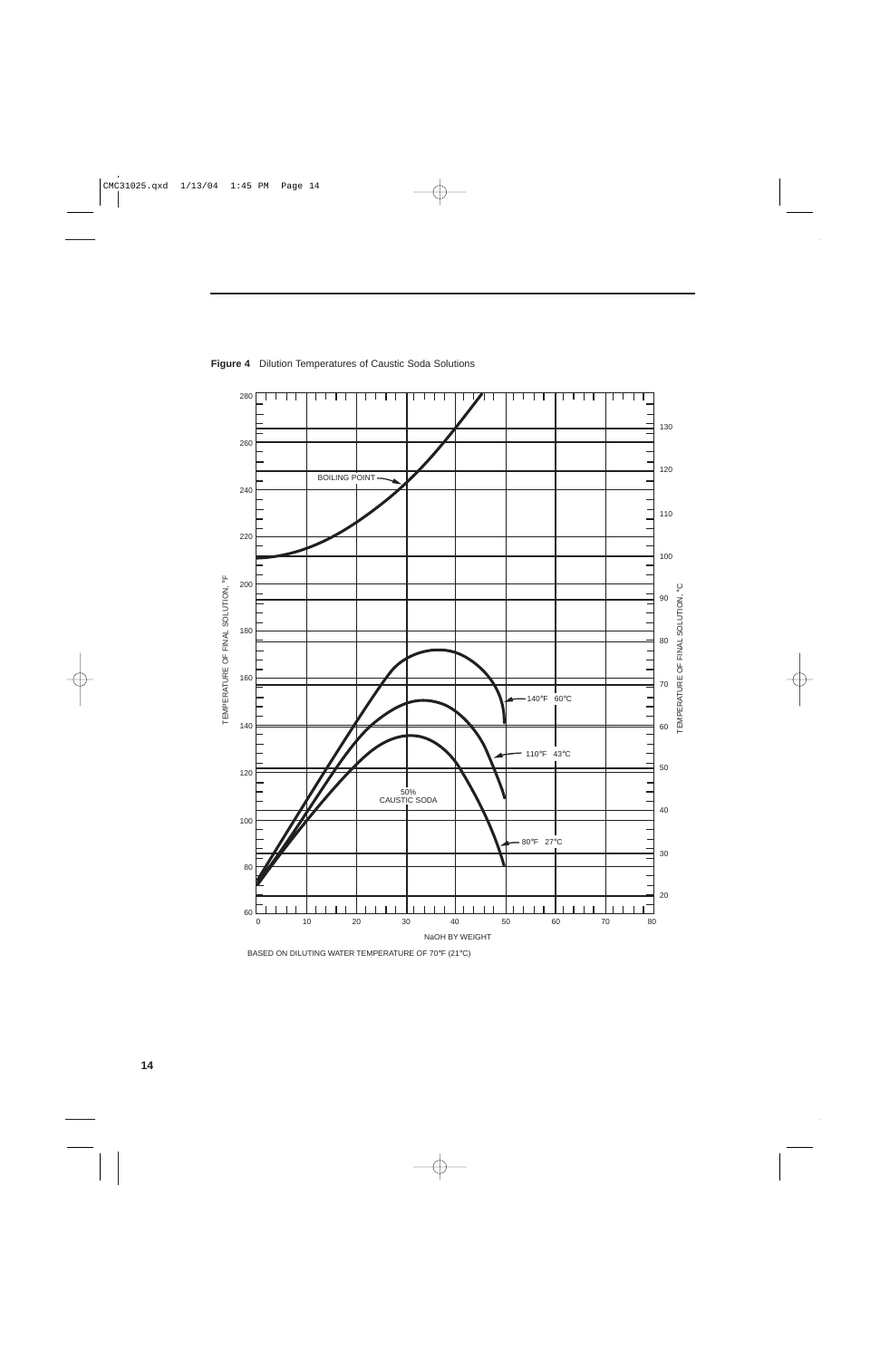**Figure 4** Dilution Temperatures of Caustic Soda Solutions

BASED ON DILUTING WATER TEMPERATURE OF 70°F (21°C)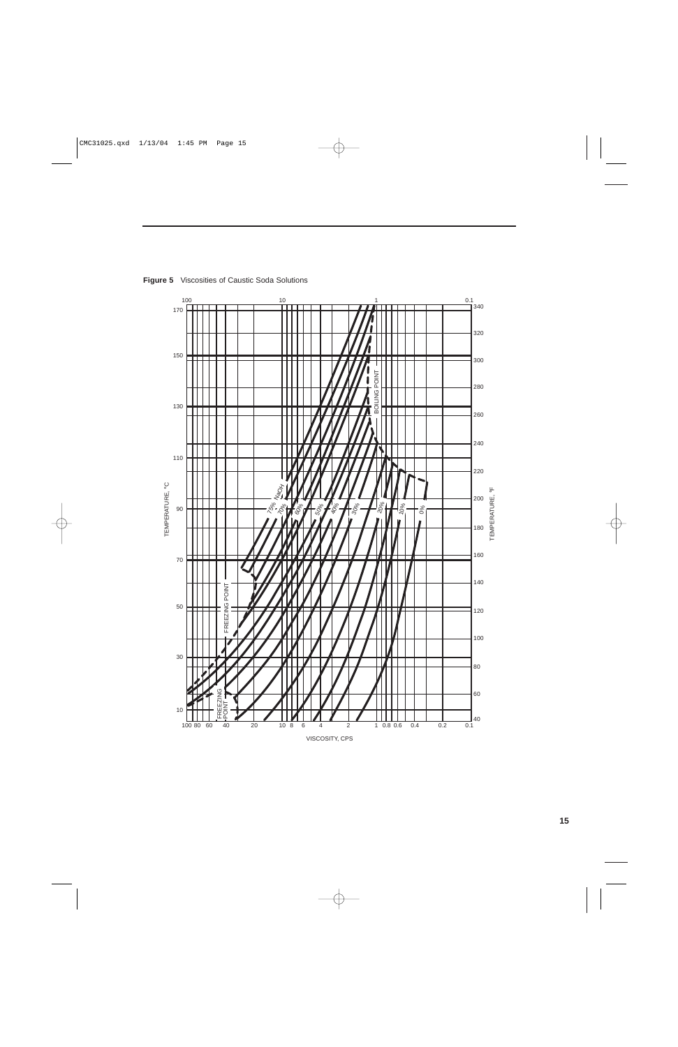**Figure 5** Viscosities of Caustic Soda Solutions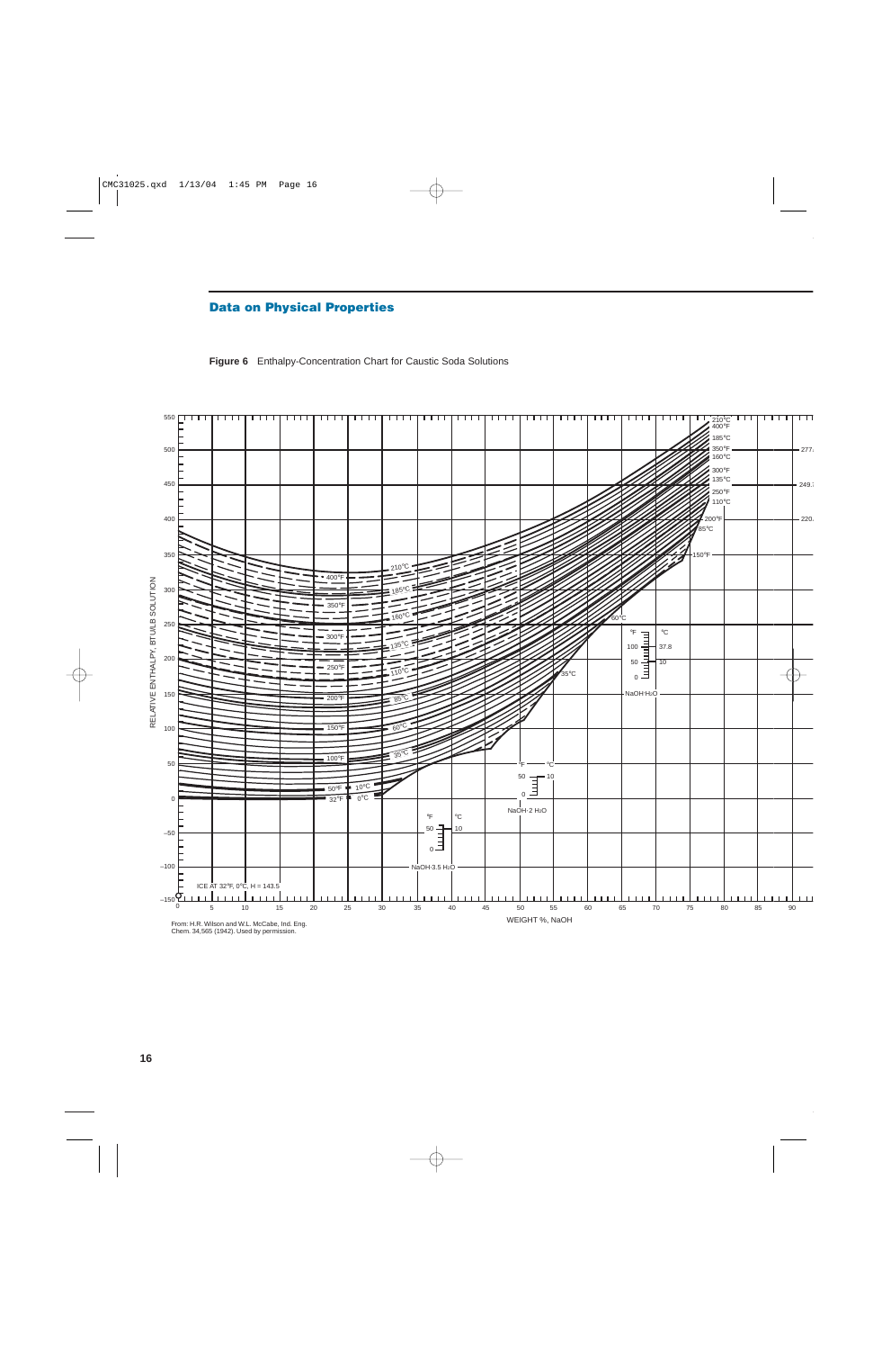## Data on Physical Properties

**Figure 6** Enthalpy-Concentration Chart for Caustic Soda Solutions

From: H.R. Wilson and W.L. McCabe, Ind. Eng. Chem. 34,565 (1942). Used by permission.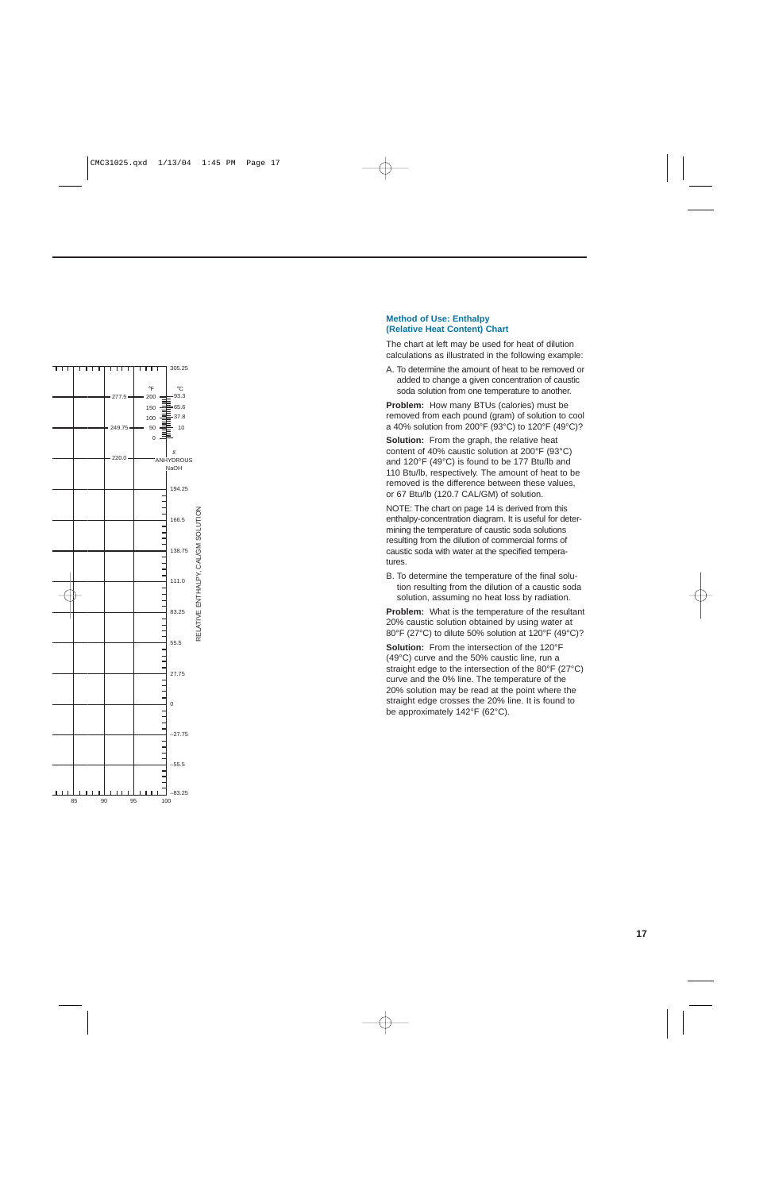### Method of Use: Enthalpy (Relative Heat Content) Chart

The chart at left may be used for heat of dilution calculations as illustrated in the following example:

A. To determine the amount of heat to be removed or added to change a given concentration of caustic soda solution from one temperature to another.

**Problem:** How many BTUs (calories) must be removed from each pound (gram) of solution to cool a 40% solution from 200°F (93°C) to 120°F (49°C)?

**Solution:** From the graph, the relative heat content of 40% caustic solution at 200°F (93°C) and 120°F (49°C) is found to be 177 Btu/lb and 110 Btu/lb, respectively. The amount of heat to be removed is the difference between these values, or 67 Btu/lb (120.7 CAL/GM) of solution.

NOTE: The chart on page 14 is derived from this enthalpy-concentration diagram. It is useful for determining the temperature of caustic soda solutions resulting from the dilution of commercial forms of caustic soda with water at the specified temperatures.

B. To determine the temperature of the final solution resulting from the dilution of a caustic soda solution, assuming no heat loss by radiation.

**Problem:** What is the temperature of the resultant 20% caustic solution obtained by using water at 80°F (27°C) to dilute 50% solution at 120°F (49°C)?

**Solution:** From the intersection of the 120°F (49°C) curve and the 50% caustic line, run a straight edge to the intersection of the 80°F (27°C) curve and the 0% line. The temperature of the 20% solution may be read at the point where the straight edge crosses the 20% line. It is found to be approximately 142°F (62°C).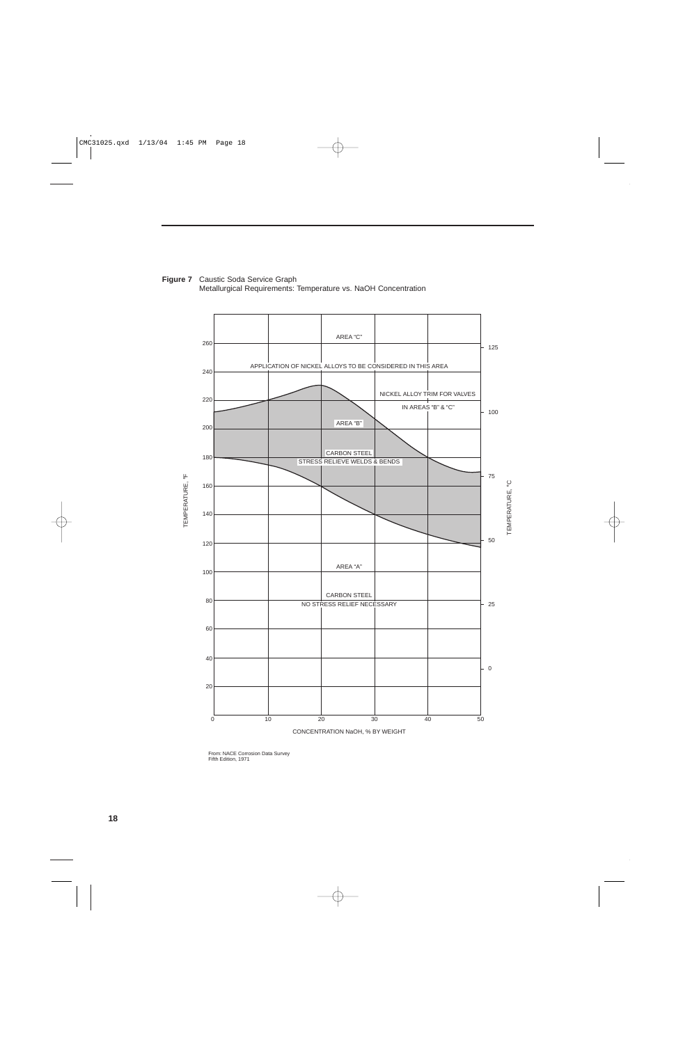**Figure 7** Caustic Soda Service Graph
Metallurgical Requirements: Temperature vs. NaOH Concentration

AREA "C"

APPLICATION OF NICKEL ALLOYS TO BE CONSIDERED IN THIS AREA

NICKEL ALLOY TRIM FOR VALVES IN AREAS "B" & "C"

AREA "B"

CARBON STEEL
STRESS RELIEVE WELDS & BENDS

AREA "A"

CARBON STEEL
NO STRESS RELIEF NECESSARY

TEMPERATURE, °F

TEMPERATURE, °C

CONCENTRATION NaOH, % BY WEIGHT

From: NACE Corrosion Data Survey
Fifth Edition, 1971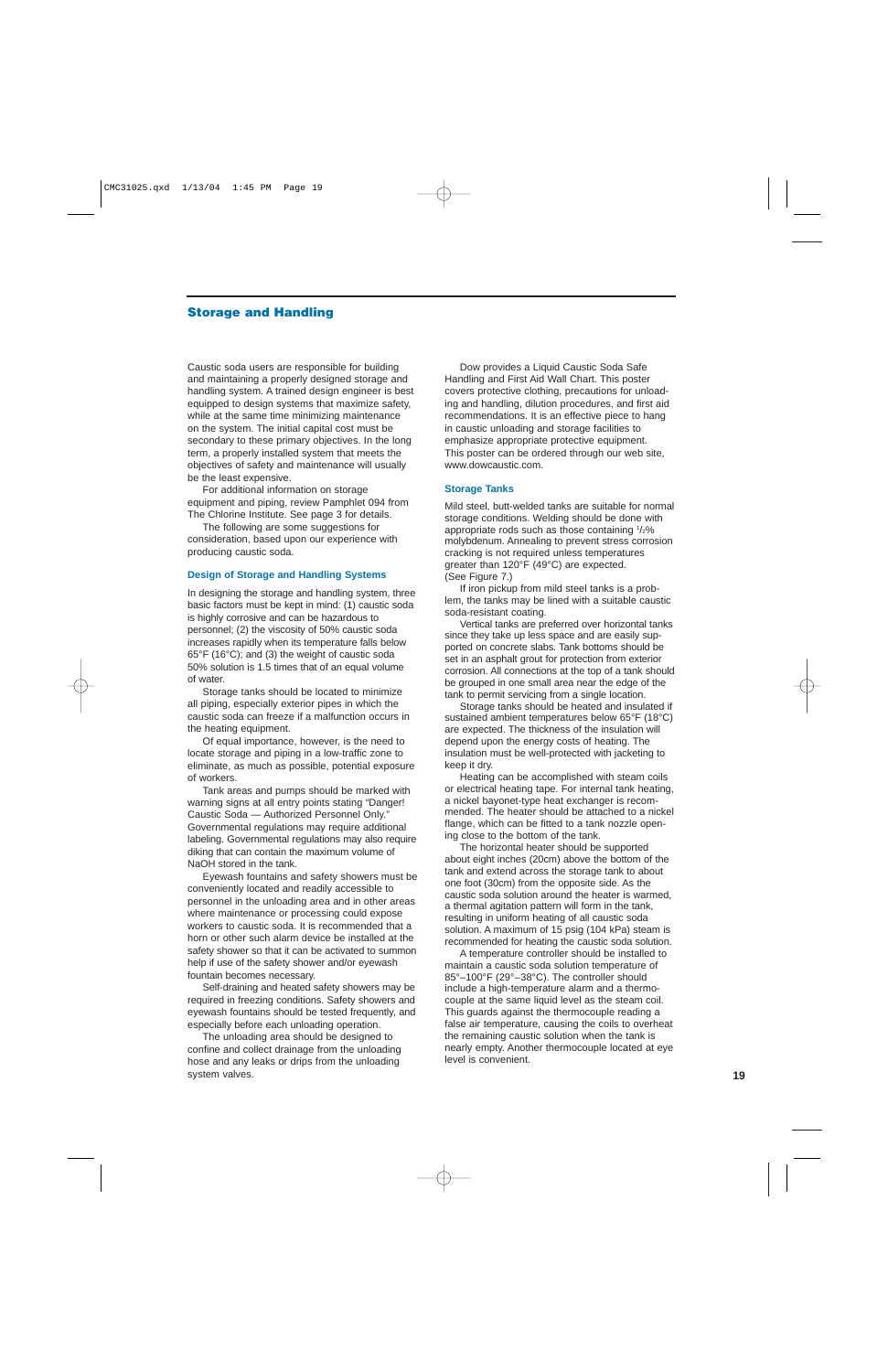## Storage and Handling

Caustic soda users are responsible for building and maintaining a properly designed storage and handling system. A trained design engineer is best equipped to design systems that maximize safety, while at the same time minimizing maintenance on the system. The initial capital cost must be secondary to these primary objectives. In the long term, a properly installed system that meets the objectives of safety and maintenance will usually be the least expensive.

For additional information on storage equipment and piping, review Pamphlet 094 from The Chlorine Institute. See page 3 for details.

The following are some suggestions for consideration, based upon our experience with producing caustic soda.

### Design of Storage and Handling Systems

In designing the storage and handling system, three basic factors must be kept in mind: (1) caustic soda is highly corrosive and can be hazardous to personnel; (2) the viscosity of 50% caustic soda increases rapidly when its temperature falls below 65°F (16°C); and (3) the weight of caustic soda 50% solution is 1.5 times that of an equal volume of water.

Storage tanks should be located to minimize all piping, especially exterior pipes in which the caustic soda can freeze if a malfunction occurs in the heating equipment.

Of equal importance, however, is the need to locate storage and piping in a low-traffic zone to eliminate, as much as possible, potential exposure of workers.

Tank areas and pumps should be marked with warning signs at all entry points stating "Danger! Caustic Soda — Authorized Personnel Only." Governmental regulations may require additional labeling. Governmental regulations may also require diking that can contain the maximum volume of NaOH stored in the tank.

Eyewash fountains and safety showers must be conveniently located and readily accessible to personnel in the unloading area and in other areas where maintenance or processing could expose workers to caustic soda. It is recommended that a horn or other such alarm device be installed at the safety shower so that it can be activated to summon help if use of the safety shower and/or eyewash fountain becomes necessary.

Self-draining and heated safety showers may be required in freezing conditions. Safety showers and eyewash fountains should be tested frequently, and especially before each unloading operation.

The unloading area should be designed to confine and collect drainage from the unloading hose and any leaks or drips from the unloading system valves.

Dow provides a Liquid Caustic Soda Safe Handling and First Aid Wall Chart. This poster covers protective clothing, precautions for unloading and handling, dilution procedures, and first aid recommendations. It is an effective piece to hang in caustic unloading and storage facilities to emphasize appropriate protective equipment. This poster can be ordered through our web site, www.dowcaustic.com.

### Storage Tanks

Mild steel, butt-welded tanks are suitable for normal storage conditions. Welding should be done with appropriate rods such as those containing ½% molybdenum. Annealing to prevent stress corrosion cracking is not required unless temperatures greater than 120°F (49°C) are expected. (See Figure 7.)

If iron pickup from mild steel tanks is a problem, the tanks may be lined with a suitable caustic soda-resistant coating.

Vertical tanks are preferred over horizontal tanks since they take up less space and are easily supported on concrete slabs. Tank bottoms should be set in an asphalt grout for protection from exterior corrosion. All connections at the top of a tank should be grouped in one small area near the edge of the tank to permit servicing from a single location.

Storage tanks should be heated and insulated if sustained ambient temperatures below 65°F (18°C) are expected. The thickness of the insulation will depend upon the energy costs of heating. The insulation must be well-protected with jacketing to keep it dry.

Heating can be accomplished with steam coils or electrical heating tape. For internal tank heating, a nickel bayonet-type heat exchanger is recommended. The heater should be attached to a nickel flange, which can be fitted to a tank nozzle opening close to the bottom of the tank.

The horizontal heater should be supported about eight inches (20cm) above the bottom of the tank and extend across the storage tank to about one foot (30cm) from the opposite side. As the caustic soda solution around the heater is warmed, a thermal agitation pattern will form in the tank, resulting in uniform heating of all caustic soda solution. A maximum of 15 psig (104 kPa) steam is recommended for heating the caustic soda solution.

A temperature controller should be installed to maintain a caustic soda solution temperature of 85°–100°F (29°–38°C). The controller should include a high-temperature alarm and a thermocouple at the same liquid level as the steam coil. This guards against the thermocouple reading a false air temperature, causing the coils to overheat the remaining caustic solution when the tank is nearly empty. Another thermocouple located at eye level is convenient.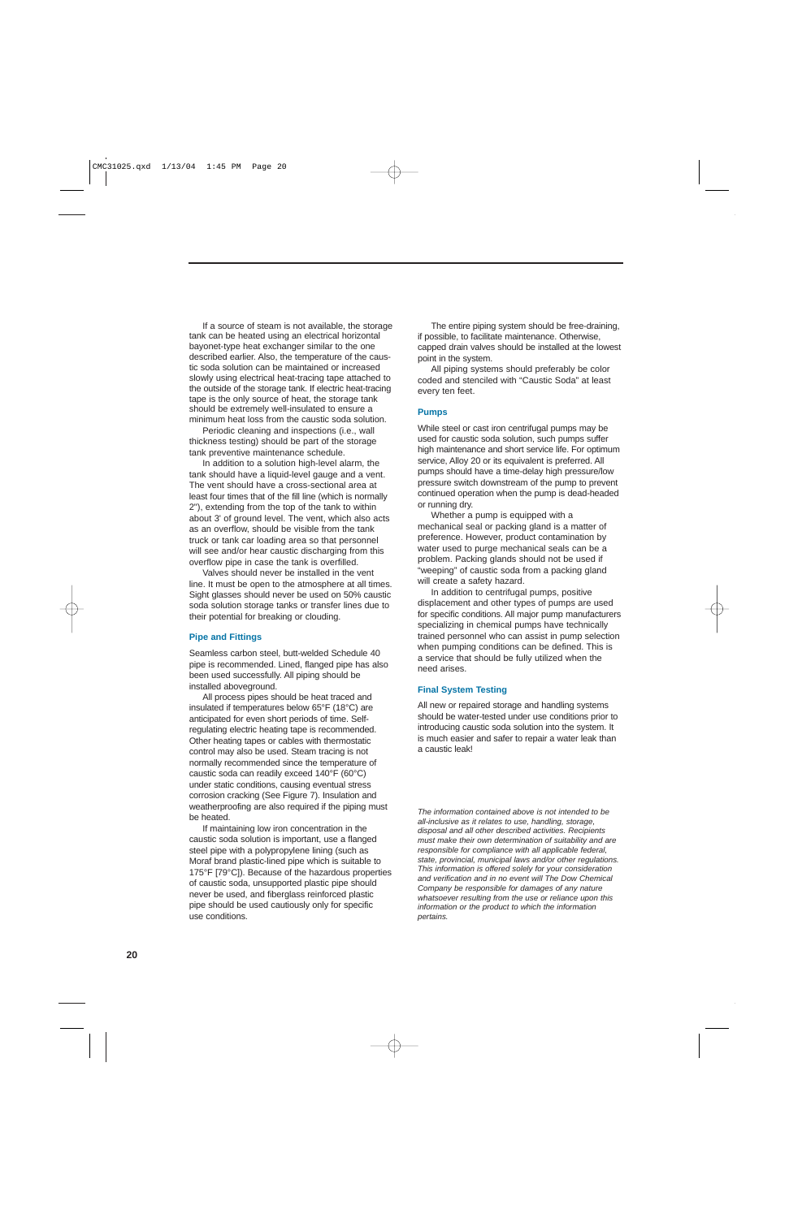If a source of steam is not available, the storage tank can be heated using an electrical horizontal bayonet-type heat exchanger similar to the one described earlier. Also, the temperature of the caustic soda solution can be maintained or increased slowly using electrical heat-tracing tape attached to the outside of the storage tank. If electric heat-tracing tape is the only source of heat, the storage tank should be extremely well-insulated to ensure a minimum heat loss from the caustic soda solution.

Periodic cleaning and inspections (i.e., wall thickness testing) should be part of the storage tank preventive maintenance schedule.

In addition to a solution high-level alarm, the tank should have a liquid-level gauge and a vent. The vent should have a cross-sectional area at least four times that of the fill line (which is normally 2"), extending from the top of the tank to within about 3' of ground level. The vent, which also acts as an overflow, should be visible from the tank truck or tank car loading area so that personnel will see and/or hear caustic discharging from this overflow pipe in case the tank is overfilled.

Valves should never be installed in the vent line. It must be open to the atmosphere at all times. Sight glasses should never be used on 50% caustic soda solution storage tanks or transfer lines due to their potential for breaking or clouding.

### Pipe and Fittings

Seamless carbon steel, butt-welded Schedule 40 pipe is recommended. Lined, flanged pipe has also been used successfully. All piping should be installed aboveground.

All process pipes should be heat traced and insulated if temperatures below 65°F (18°C) are anticipated for even short periods of time. Self-regulating electric heating tape is recommended. Other heating tapes or cables with thermostatic control may also be used. Steam tracing is not normally recommended since the temperature of caustic soda can readily exceed 140°F (60°C) under static conditions, causing eventual stress corrosion cracking (See Figure 7). Insulation and weatherproofing are also required if the piping must be heated.

If maintaining low iron concentration in the caustic soda solution is important, use a flanged steel pipe with a polypropylene lining (such as Moraf brand plastic-lined pipe which is suitable to 175°F [79°C]). Because of the hazardous properties of caustic soda, unsupported plastic pipe should never be used, and fiberglass reinforced plastic pipe should be used cautiously only for specific use conditions.

The entire piping system should be free-draining, if possible, to facilitate maintenance. Otherwise, capped drain valves should be installed at the lowest point in the system.

All piping systems should preferably be color coded and stenciled with "Caustic Soda" at least every ten feet.

### Pumps

While steel or cast iron centrifugal pumps may be used for caustic soda solution, such pumps suffer high maintenance and short service life. For optimum service, Alloy 20 or its equivalent is preferred. All pumps should have a time-delay high pressure/low pressure switch downstream of the pump to prevent continued operation when the pump is dead-headed or running dry.

Whether a pump is equipped with a mechanical seal or packing gland is a matter of preference. However, product contamination by water used to purge mechanical seals can be a problem. Packing glands should not be used if "weeping" of caustic soda from a packing gland will create a safety hazard.

In addition to centrifugal pumps, positive displacement and other types of pumps are used for specific conditions. All major pump manufacturers specializing in chemical pumps have technically trained personnel who can assist in pump selection when pumping conditions can be defined. This is a service that should be fully utilized when the need arises.

### Final System Testing

All new or repaired storage and handling systems should be water-tested under use conditions prior to introducing caustic soda solution into the system. It is much easier and safer to repair a water leak than a caustic leak!

*The information contained above is not intended to be all-inclusive as it relates to use, handling, storage, disposal and all other described activities. Recipients must make their own determination of suitability and are responsible for compliance with all applicable federal, state, provincial, municipal laws and/or other regulations. This information is offered solely for your consideration and verification and in no event will The Dow Chemical Company be responsible for damages of any nature whatsoever resulting from the use or reliance upon this information or the product to which the information pertains.*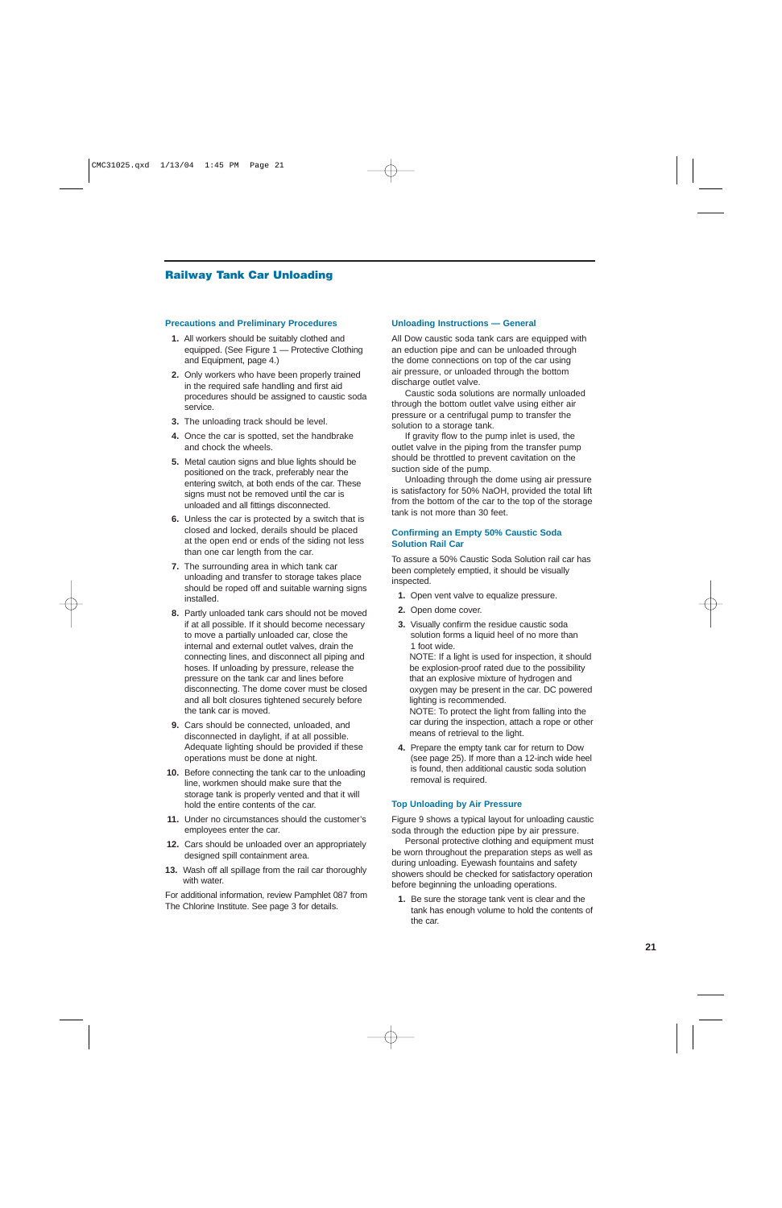## Railway Tank Car Unloading

### Precautions and Preliminary Procedures

1. All workers should be suitably clothed and equipped. (See Figure 1 — Protective Clothing and Equipment, page 4.)
2. Only workers who have been properly trained in the required safe handling and first aid procedures should be assigned to caustic soda service.
3. The unloading track should be level.
4. Once the car is spotted, set the handbrake and chock the wheels.
5. Metal caution signs and blue lights should be positioned on the track, preferably near the entering switch, at both ends of the car. These signs must not be removed until the car is unloaded and all fittings disconnected.
6. Unless the car is protected by a switch that is closed and locked, derails should be placed at the open end or ends of the siding not less than one car length from the car.
7. The surrounding area in which tank car unloading and transfer to storage takes place should be roped off and suitable warning signs installed.
8. Partly unloaded tank cars should not be moved if at all possible. If it should become necessary to move a partially unloaded car, close the internal and external outlet valves, drain the connecting lines, and disconnect all piping and hoses. If unloading by pressure, release the pressure on the tank car and lines before disconnecting. The dome cover must be closed and all bolt closures tightened securely before the tank car is moved.
9. Cars should be connected, unloaded, and disconnected in daylight, if at all possible. Adequate lighting should be provided if these operations must be done at night.
10. Before connecting the tank car to the unloading line, workmen should make sure that the storage tank is properly vented and that it will hold the entire contents of the car.
11. Under no circumstances should the customer's employees enter the car.
12. Cars should be unloaded over an appropriately designed spill containment area.
13. Wash off all spillage from the rail car thoroughly with water.

For additional information, review Pamphlet 087 from The Chlorine Institute. See page 3 for details.

### Unloading Instructions — General

All Dow caustic soda tank cars are equipped with an eduction pipe and can be unloaded through the dome connections on top of the car using air pressure, or unloaded through the bottom discharge outlet valve.

Caustic soda solutions are normally unloaded through the bottom outlet valve using either air pressure or a centrifugal pump to transfer the solution to a storage tank.

If gravity flow to the pump inlet is used, the outlet valve in the piping from the transfer pump should be throttled to prevent cavitation on the suction side of the pump.

Unloading through the dome using air pressure is satisfactory for 50% NaOH, provided the total lift from the bottom of the car to the top of the storage tank is not more than 30 feet.

### Confirming an Empty 50% Caustic Soda Solution Rail Car

To assure a 50% Caustic Soda Solution rail car has been completely emptied, it should be visually inspected.

1. Open vent valve to equalize pressure.
2. Open dome cover.
3. Visually confirm the residue caustic soda solution forms a liquid heel of no more than 1 foot wide.

   NOTE: If a light is used for inspection, it should be explosion-proof rated due to the possibility that an explosive mixture of hydrogen and oxygen may be present in the car. DC powered lighting is recommended.

   NOTE: To protect the light from falling into the car during the inspection, attach a rope or other means of retrieval to the light.
4. Prepare the empty tank car for return to Dow (see page 25). If more than a 12-inch wide heel is found, then additional caustic soda solution removal is required.

### Top Unloading by Air Pressure

Figure 9 shows a typical layout for unloading caustic soda through the eduction pipe by air pressure.

Personal protective clothing and equipment must be worn throughout the preparation steps as well as during unloading. Eyewash fountains and safety showers should be checked for satisfactory operation before beginning the unloading operations.

1. Be sure the storage tank vent is clear and the tank has enough volume to hold the contents of the car.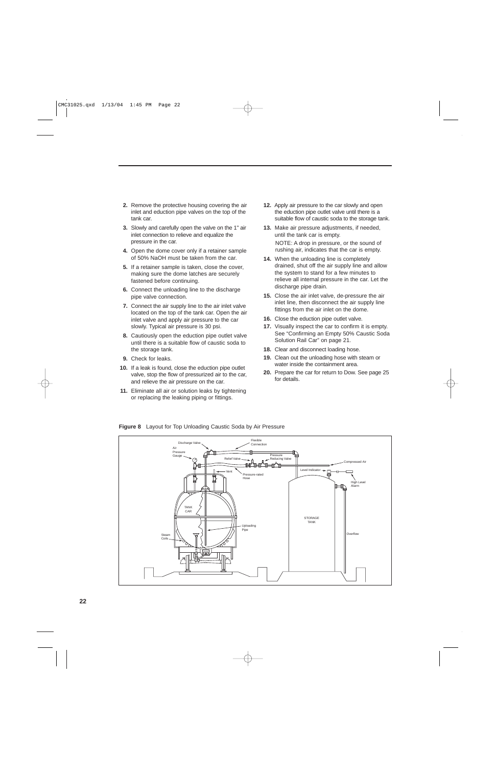2. Remove the protective housing covering the air inlet and eduction pipe valves on the top of the tank car.
3. Slowly and carefully open the valve on the 1" air inlet connection to relieve and equalize the pressure in the car.
4. Open the dome cover only if a retainer sample of 50% NaOH must be taken from the car.
5. If a retainer sample is taken, close the cover, making sure the dome latches are securely fastened before continuing.
6. Connect the unloading line to the discharge pipe valve connection.
7. Connect the air supply line to the air inlet valve located on the top of the tank car. Open the air inlet valve and apply air pressure to the car slowly. Typical air pressure is 30 psi.
8. Cautiously open the eduction pipe outlet valve until there is a suitable flow of caustic soda to the storage tank.
9. Check for leaks.
10. If a leak is found, close the eduction pipe outlet valve, stop the flow of pressurized air to the car, and relieve the air pressure on the car.
11. Eliminate all air or solution leaks by tightening or replacing the leaking piping or fittings.
12. Apply air pressure to the car slowly and open the eduction pipe outlet valve until there is a suitable flow of caustic soda to the storage tank.
13. Make air pressure adjustments, if needed, until the tank car is empty.

    NOTE: A drop in pressure, or the sound of rushing air, indicates that the car is empty.
14. When the unloading line is completely drained, shut off the air supply line and allow the system to stand for a few minutes to relieve all internal pressure in the car. Let the discharge pipe drain.
15. Close the air inlet valve, de-pressure the air inlet line, then disconnect the air supply line fittings from the air inlet on the dome.
16. Close the eduction pipe outlet valve.
17. Visually inspect the car to confirm it is empty. See "Confirming an Empty 50% Caustic Soda Solution Rail Car" on page 21.
18. Clear and disconnect loading hose.
19. Clean out the unloading hose with steam or water inside the containment area.
20. Prepare the car for return to Dow. See page 25 for details.

**Figure 8** Layout for Top Unloading Caustic Soda by Air Pressure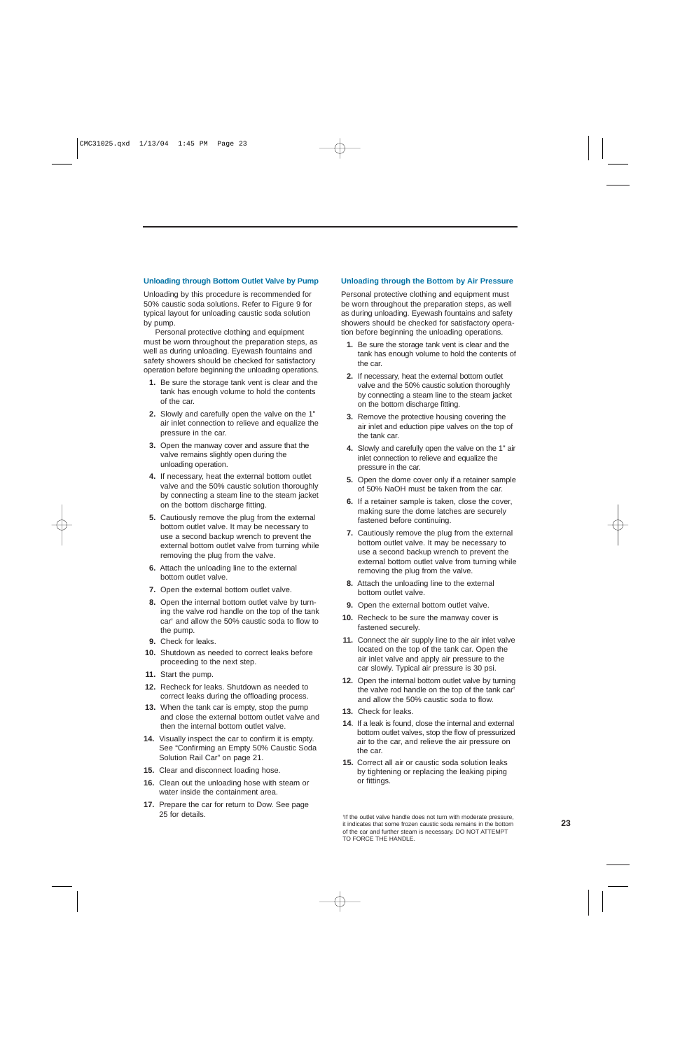### Unloading through Bottom Outlet Valve by Pump

Unloading by this procedure is recommended for 50% caustic soda solutions. Refer to Figure 9 for typical layout for unloading caustic soda solution by pump.

Personal protective clothing and equipment must be worn throughout the preparation steps, as well as during unloading. Eyewash fountains and safety showers should be checked for satisfactory operation before beginning the unloading operations.

1. Be sure the storage tank vent is clear and the tank has enough volume to hold the contents of the car.
2. Slowly and carefully open the valve on the 1" air inlet connection to relieve and equalize the pressure in the car.
3. Open the manway cover and assure that the valve remains slightly open during the unloading operation.
4. If necessary, heat the external bottom outlet valve and the 50% caustic solution thoroughly by connecting a steam line to the steam jacket on the bottom discharge fitting.
5. Cautiously remove the plug from the external bottom outlet valve. It may be necessary to use a second backup wrench to prevent the external bottom outlet valve from turning while removing the plug from the valve.
6. Attach the unloading line to the external bottom outlet valve.
7. Open the external bottom outlet valve.
8. Open the internal bottom outlet valve by turning the valve rod handle on the top of the tank car[1] and allow the 50% caustic soda to flow to the pump.
9. Check for leaks.
10. Shutdown as needed to correct leaks before proceeding to the next step.
11. Start the pump.
12. Recheck for leaks. Shutdown as needed to correct leaks during the offloading process.
13. When the tank car is empty, stop the pump and close the external bottom outlet valve and then the internal bottom outlet valve.
14. Visually inspect the car to confirm it is empty. See "Confirming an Empty 50% Caustic Soda Solution Rail Car" on page 21.
15. Clear and disconnect loading hose.
16. Clean out the unloading hose with steam or water inside the containment area.
17. Prepare the car for return to Dow. See page 25 for details.

### Unloading through the Bottom by Air Pressure

Personal protective clothing and equipment must be worn throughout the preparation steps, as well as during unloading. Eyewash fountains and safety showers should be checked for satisfactory operation before beginning the unloading operations.

1. Be sure the storage tank vent is clear and the tank has enough volume to hold the contents of the car.
2. If necessary, heat the external bottom outlet valve and the 50% caustic solution thoroughly by connecting a steam line to the steam jacket on the bottom discharge fitting.
3. Remove the protective housing covering the air inlet and eduction pipe valves on the top of the tank car.
4. Slowly and carefully open the valve on the 1" air inlet connection to relieve and equalize the pressure in the car.
5. Open the dome cover only if a retainer sample of 50% NaOH must be taken from the car.
6. If a retainer sample is taken, close the cover, making sure the dome latches are securely fastened before continuing.
7. Cautiously remove the plug from the external bottom outlet valve. It may be necessary to use a second backup wrench to prevent the external bottom outlet valve from turning while removing the plug from the valve.
8. Attach the unloading line to the external bottom outlet valve.
9. Open the external bottom outlet valve.
10. Recheck to be sure the manway cover is fastened securely.
11. Connect the air supply line to the air inlet valve located on the top of the tank car. Open the air inlet valve and apply air pressure to the car slowly. Typical air pressure is 30 psi.
12. Open the internal bottom outlet valve by turning the valve rod handle on the top of the tank car[1] and allow the 50% caustic soda to flow.
13. Check for leaks.
14. If a leak is found, close the internal and external bottom outlet valves, stop the flow of pressurized air to the car, and relieve the air pressure on the car.
15. Correct all air or caustic soda solution leaks by tightening or replacing the leaking piping or fittings.

[1]If the outlet valve handle does not turn with moderate pressure, it indicates that some frozen caustic soda remains in the bottom of the car and further steam is necessary. DO NOT ATTEMPT TO FORCE THE HANDLE.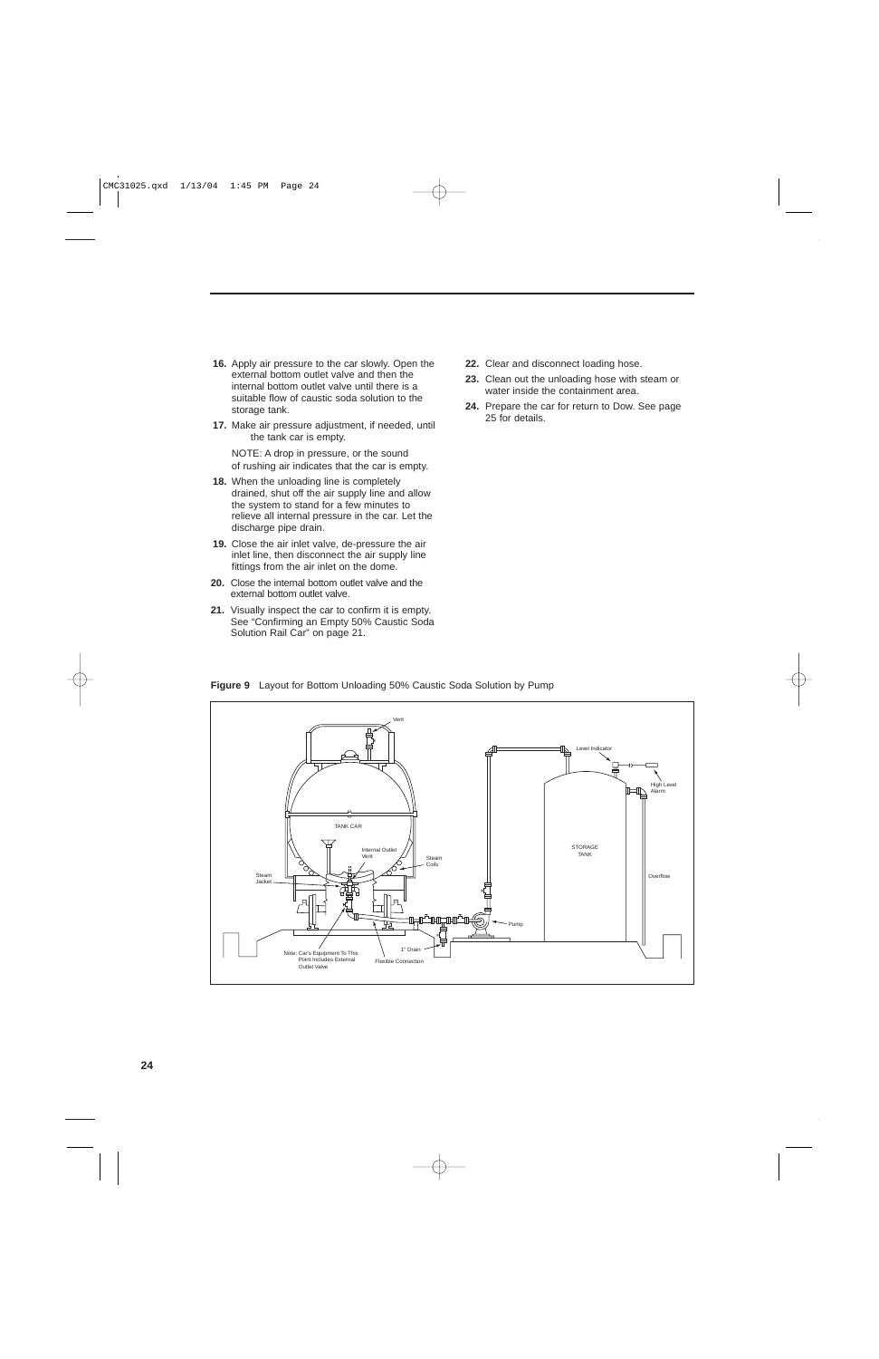16. Apply air pressure to the car slowly. Open the external bottom outlet valve and then the internal bottom outlet valve until there is a suitable flow of caustic soda solution to the storage tank.

17. Make air pressure adjustment, if needed, until the tank car is empty.

    NOTE: A drop in pressure, or the sound of rushing air indicates that the car is empty.

18. When the unloading line is completely drained, shut off the air supply line and allow the system to stand for a few minutes to relieve all internal pressure in the car. Let the discharge pipe drain.

19. Close the air inlet valve, de-pressure the air inlet line, then disconnect the air supply line fittings from the air inlet on the dome.

20. Close the internal bottom outlet valve and the external bottom outlet valve.

21. Visually inspect the car to confirm it is empty. See "Confirming an Empty 50% Caustic Soda Solution Rail Car" on page 21.

22. Clear and disconnect loading hose.

23. Clean out the unloading hose with steam or water inside the containment area.

24. Prepare the car for return to Dow. See page 25 for details.

**Figure 9** Layout for Bottom Unloading 50% Caustic Soda Solution by Pump

Vent

Level Indicator

High Level Alarm

TANK CAR

STORAGE TANK

Internal Outlet Vent

Steam Coils

Steam Jacket

Overflow

Pump

1" Drain

Note: Car's Equipment To This Point Includes External Outlet Valve

Flexible Connection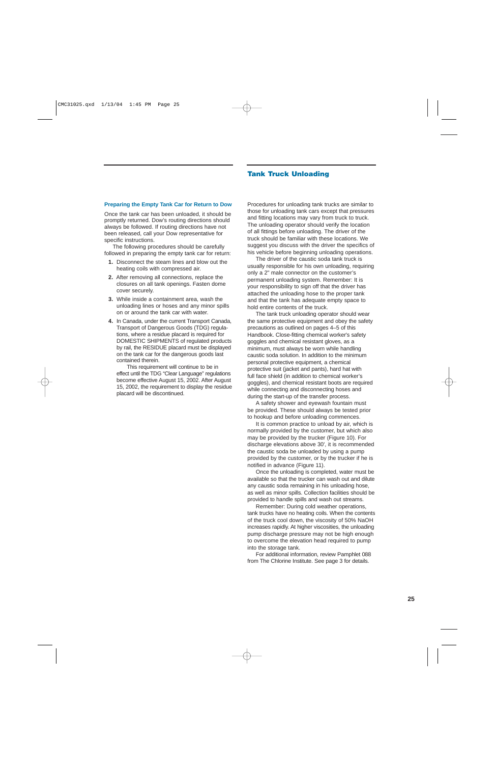### Preparing the Empty Tank Car for Return to Dow

Once the tank car has been unloaded, it should be promptly returned. Dow's routing directions should always be followed. If routing directions have not been released, call your Dow representative for specific instructions.

The following procedures should be carefully followed in preparing the empty tank car for return:

1. Disconnect the steam lines and blow out the heating coils with compressed air.
2. After removing all connections, replace the closures on all tank openings. Fasten dome cover securely.
3. While inside a containment area, wash the unloading lines or hoses and any minor spills on or around the tank car with water.
4. In Canada, under the current Transport Canada, Transport of Dangerous Goods (TDG) regulations, where a residue placard is required for DOMESTIC SHIPMENTS of regulated products by rail, the RESIDUE placard must be displayed on the tank car for the dangerous goods last contained therein.

   This requirement will continue to be in effect until the TDG "Clear Language" regulations become effective August 15, 2002. After August 15, 2002, the requirement to display the residue placard will be discontinued.

## Tank Truck Unloading

Procedures for unloading tank trucks are similar to those for unloading tank cars except that pressures and fitting locations may vary from truck to truck. The unloading operator should verify the location of all fittings before unloading. The driver of the truck should be familiar with these locations. We suggest you discuss with the driver the specifics of his vehicle before beginning unloading operations.

The driver of the caustic soda tank truck is usually responsible for his own unloading, requiring only a 2" male connector on the customer's permanent unloading system. Remember: It is your responsibility to sign off that the driver has attached the unloading hose to the proper tank and that the tank has adequate empty space to hold entire contents of the truck.

The tank truck unloading operator should wear the same protective equipment and obey the safety precautions as outlined on pages 4–5 of this Handbook. Close-fitting chemical worker's safety goggles and chemical resistant gloves, as a minimum, must always be worn while handling caustic soda solution. In addition to the minimum personal protective equipment, a chemical protective suit (jacket and pants), hard hat with full face shield (in addition to chemical worker's goggles), and chemical resistant boots are required while connecting and disconnecting hoses and during the start-up of the transfer process.

A safety shower and eyewash fountain must be provided. These should always be tested prior to hookup and before unloading commences.

It is common practice to unload by air, which is normally provided by the customer, but which also may be provided by the trucker (Figure 10). For discharge elevations above 30', it is recommended the caustic soda be unloaded by using a pump provided by the customer, or by the trucker if he is notified in advance (Figure 11).

Once the unloading is completed, water must be available so that the trucker can wash out and dilute any caustic soda remaining in his unloading hose, as well as minor spills. Collection facilities should be provided to handle spills and wash out streams.

Remember: During cold weather operations, tank trucks have no heating coils. When the contents of the truck cool down, the viscosity of 50% NaOH increases rapidly. At higher viscosities, the unloading pump discharge pressure may not be high enough to overcome the elevation head required to pump into the storage tank.

For additional information, review Pamphlet 088 from The Chlorine Institute. See page 3 for details.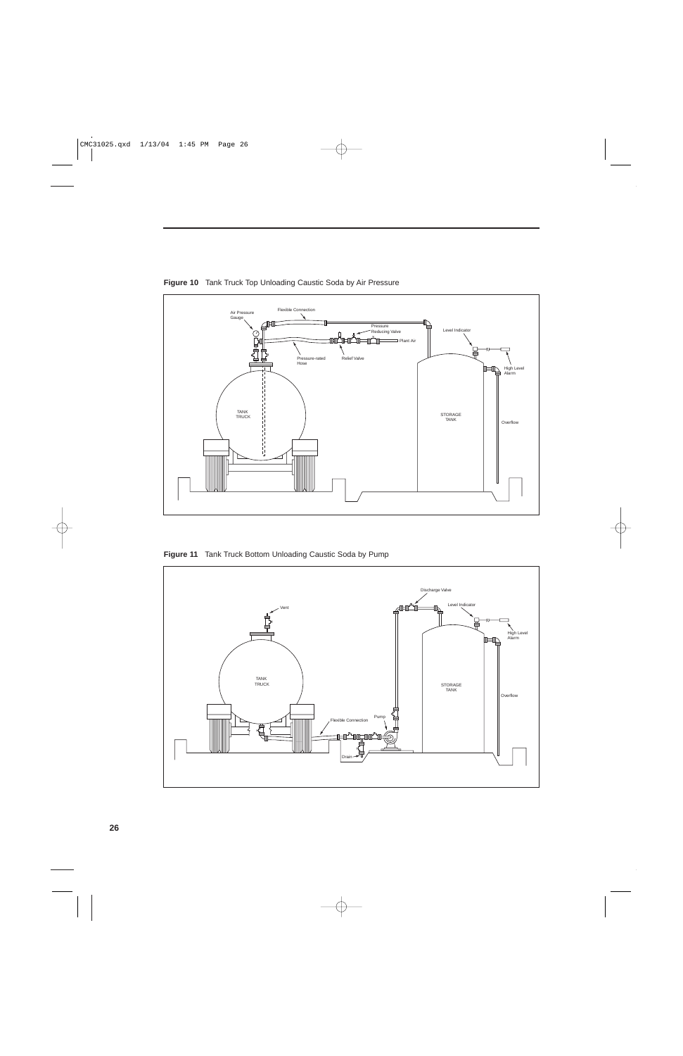**Figure 10** Tank Truck Top Unloading Caustic Soda by Air Pressure

**Figure 11** Tank Truck Bottom Unloading Caustic Soda by Pump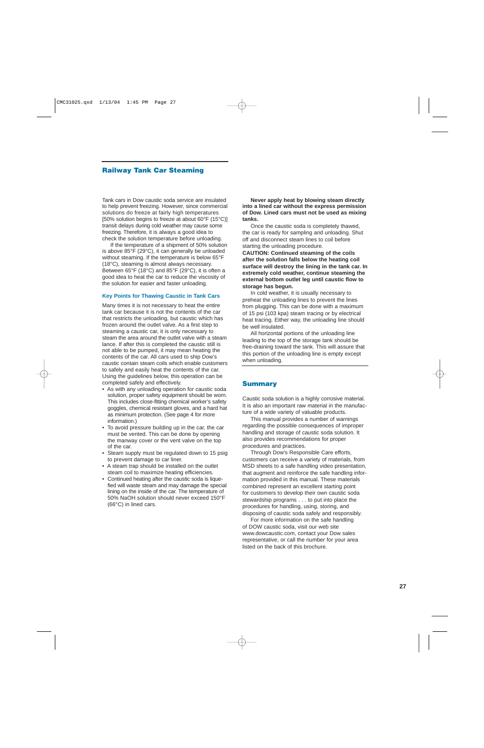## Railway Tank Car Steaming

Tank cars in Dow caustic soda service are insulated to help prevent freezing. However, since commercial solutions do freeze at fairly high temperatures [50% solution begins to freeze at about 60°F (15°C)] transit delays during cold weather may cause some freezing. Therefore, it is always a good idea to check the solution temperature before unloading.

If the temperature of a shipment of 50% solution is above 85°F (29°C), it can generally be unloaded without steaming. If the temperature is below 65°F (18°C), steaming is almost always necessary. Between 65°F (18°C) and 85°F (29°C), it is often a good idea to heat the car to reduce the viscosity of the solution for easier and faster unloading.

### Key Points for Thawing Caustic in Tank Cars

Many times it is not necessary to heat the entire tank car because it is not the contents of the car that restricts the unloading, but caustic which has frozen around the outlet valve. As a first step to steaming a caustic car, it is only necessary to steam the area around the outlet valve with a steam lance. If after this is completed the caustic still is not able to be pumped, it may mean heating the contents of the car. All cars used to ship Dow's caustic contain steam coils which enable customers to safely and easily heat the contents of the car. Using the guidelines below, this operation can be completed safely and effectively.

- As with any unloading operation for caustic soda solution, proper safety equipment should be worn. This includes close-fitting chemical worker's safety goggles, chemical resistant gloves, and a hard hat as minimum protection. (See page 4 for more information.)
- To avoid pressure building up in the car, the car must be vented. This can be done by opening the manway cover or the vent valve on the top of the car.
- Steam supply must be regulated down to 15 psig to prevent damage to car liner.
- A steam trap should be installed on the outlet steam coil to maximize heating efficiencies.
- Continued heating after the caustic soda is liquefied will waste steam and may damage the special lining on the inside of the car. The temperature of 50% NaOH solution should never exceed 150°F (66°C) in lined cars.

**Never apply heat by blowing steam directly into a lined car without the express permission of Dow. Lined cars must not be used as mixing tanks.**

Once the caustic soda is completely thawed, the car is ready for sampling and unloading. Shut off and disconnect steam lines to coil before starting the unloading procedure.

**CAUTION: Continued steaming of the coils after the solution falls below the heating coil surface will destroy the lining in the tank car. In extremely cold weather, continue steaming the external bottom outlet leg until caustic flow to storage has begun.**

In cold weather, it is usually necessary to preheat the unloading lines to prevent the lines from plugging. This can be done with a maximum of 15 psi (103 kpa) steam tracing or by electrical heat tracing. Either way, the unloading line should be well insulated.

All horizontal portions of the unloading line leading to the top of the storage tank should be free-draining toward the tank. This will assure that this portion of the unloading line is empty except when unloading.

## Summary

Caustic soda solution is a highly corrosive material. It is also an important raw material in the manufacture of a wide variety of valuable products.

This manual provides a number of warnings regarding the possible consequences of improper handling and storage of caustic soda solution. It also provides recommendations for proper procedures and practices.

Through Dow's Responsible Care efforts, customers can receive a variety of materials, from MSD sheets to a safe handling video presentation, that augment and reinforce the safe handling information provided in this manual. These materials combined represent an excellent starting point for customers to develop their own caustic soda stewardship programs . . . to put into place the procedures for handling, using, storing, and disposing of caustic soda safely and responsibly.

For more information on the safe handling of DOW caustic soda, visit our web site www.dowcaustic.com, contact your Dow sales representative, or call the number for your area listed on the back of this brochure.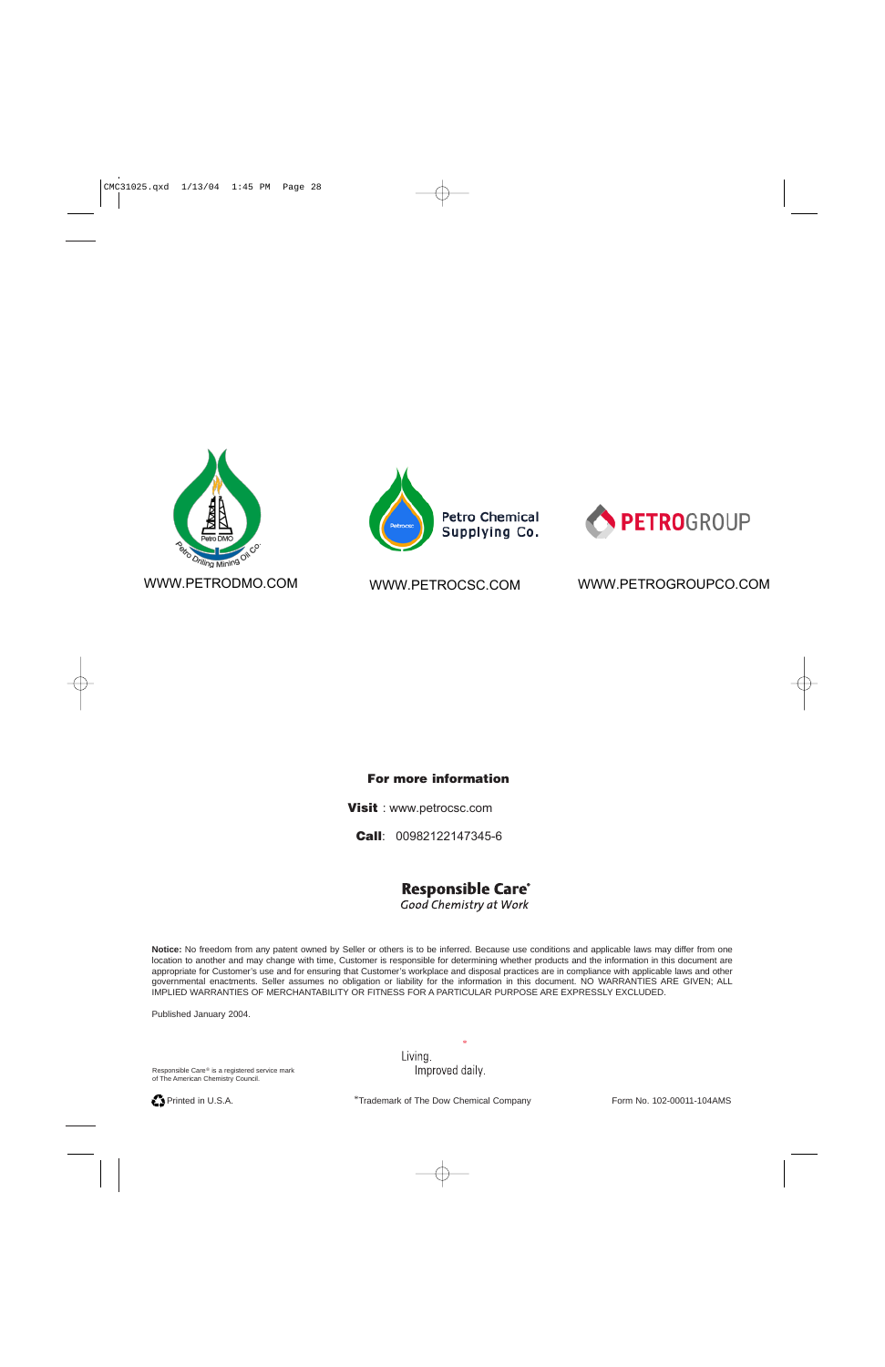WWW.PETRODMO.COM

WWW.PETROCSC.COM

WWW.PETROGROUPCO.COM

**For more information**

**Visit** : www.petrocsc.com

**Call**: 00982122147345-6

**Responsible Care®**
*Good Chemistry at Work*

**Notice:** No freedom from any patent owned by Seller or others is to be inferred. Because use conditions and applicable laws may differ from one location to another and may change with time, Customer is responsible for determining whether products and the information in this document are appropriate for Customer's use and for ensuring that Customer's workplace and disposal practices are in compliance with applicable laws and other governmental enactments. Seller assumes no obligation or liability for the information in this document. NO WARRANTIES ARE GIVEN; ALL IMPLIED WARRANTIES OF MERCHANTABILITY OR FITNESS FOR A PARTICULAR PURPOSE ARE EXPRESSLY EXCLUDED.

Published January 2004.

Living.
Improved daily.

Responsible Care® is a registered service mark of The American Chemistry Council.

Printed in U.S.A.

*Trademark of The Dow Chemical Company

Form No. 102-00011-104AMS